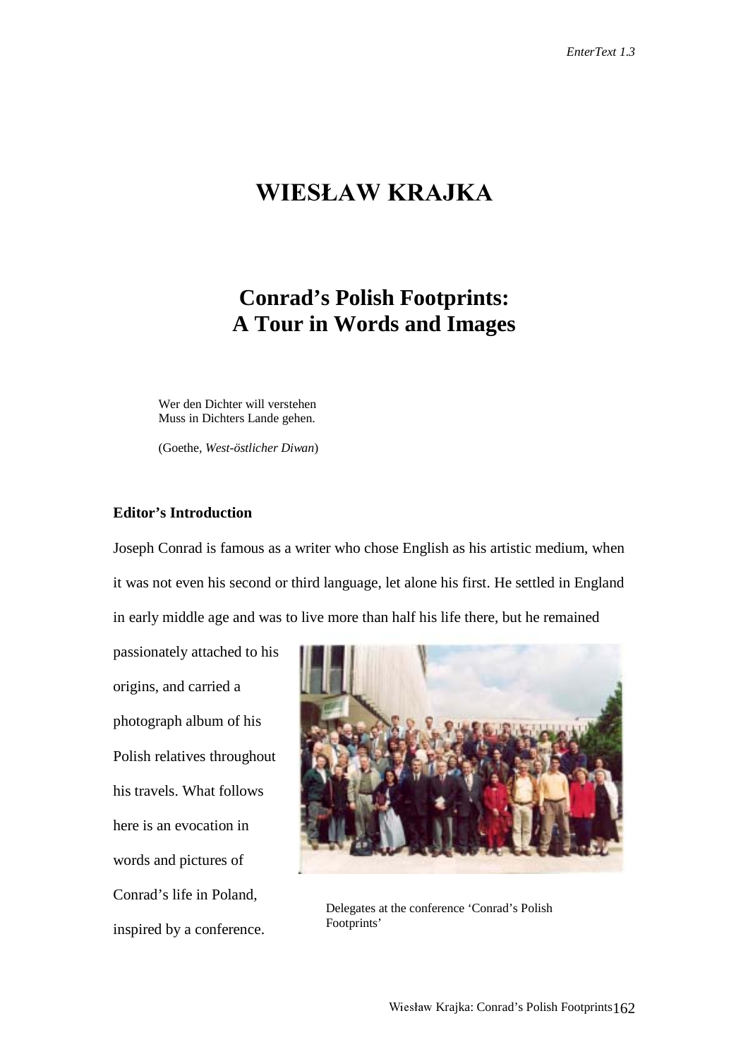# WIESŁAW KRAJKA

## Conrad's Polish Footprints: A Tour in Words and Images

> Wer den Dichter will verstehen
> Muss in Dichters Lande gehen.
>
> (Goethe, *West-östlicher Diwan*)

**Editor's Introduction**

Joseph Conrad is famous as a writer who chose English as his artistic medium, when it was not even his second or third language, let alone his first. He settled in England in early middle age and was to live more than half his life there, but he remained passionately attached to his origins, and carried a photograph album of his Polish relatives throughout his travels. What follows here is an evocation in words and pictures of Conrad's life in Poland, inspired by a conference.

Delegates at the conference 'Conrad's Polish Footprints'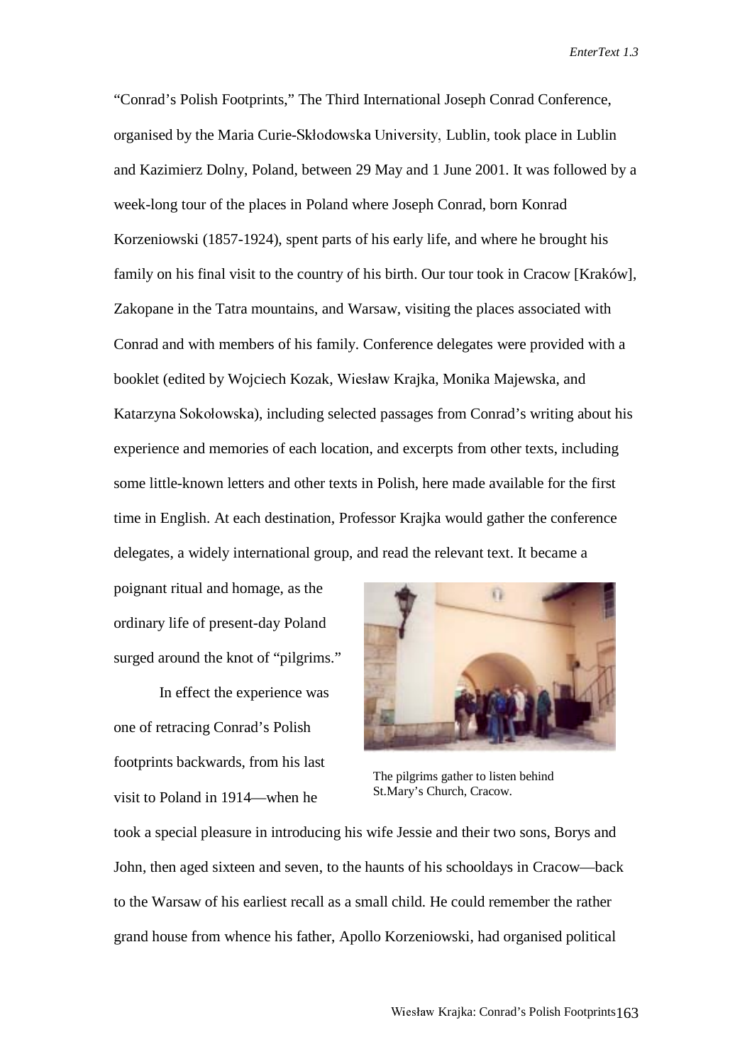"Conrad's Polish Footprints," The Third International Joseph Conrad Conference, organised by the Maria Curie-Skłodowska University, Lublin, took place in Lublin and Kazimierz Dolny, Poland, between 29 May and 1 June 2001. It was followed by a week-long tour of the places in Poland where Joseph Conrad, born Konrad Korzeniowski (1857-1924), spent parts of his early life, and where he brought his family on his final visit to the country of his birth. Our tour took in Cracow [Kraków], Zakopane in the Tatra mountains, and Warsaw, visiting the places associated with Conrad and with members of his family. Conference delegates were provided with a booklet (edited by Wojciech Kozak, Wiesław Krajka, Monika Majewska, and Katarzyna Sokołowska), including selected passages from Conrad's writing about his experience and memories of each location, and excerpts from other texts, including some little-known letters and other texts in Polish, here made available for the first time in English. At each destination, Professor Krajka would gather the conference delegates, a widely international group, and read the relevant text. It became a poignant ritual and homage, as the ordinary life of present-day Poland surged around the knot of "pilgrims."

The pilgrims gather to listen behind St.Mary's Church, Cracow.

In effect the experience was one of retracing Conrad's Polish footprints backwards, from his last visit to Poland in 1914—when he took a special pleasure in introducing his wife Jessie and their two sons, Borys and John, then aged sixteen and seven, to the haunts of his schooldays in Cracow—back to the Warsaw of his earliest recall as a small child. He could remember the rather grand house from whence his father, Apollo Korzeniowski, had organised political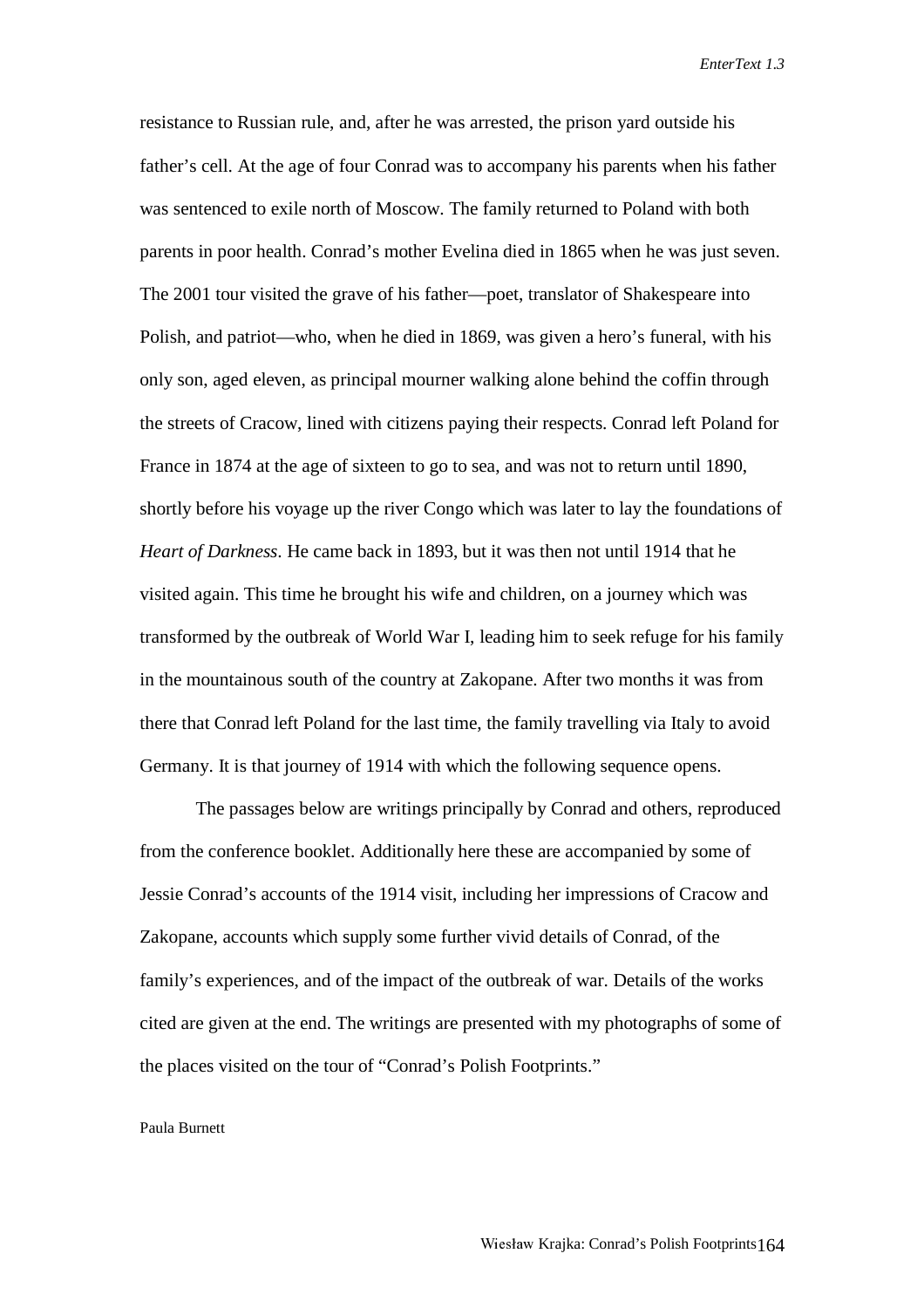resistance to Russian rule, and, after he was arrested, the prison yard outside his father's cell. At the age of four Conrad was to accompany his parents when his father was sentenced to exile north of Moscow. The family returned to Poland with both parents in poor health. Conrad's mother Evelina died in 1865 when he was just seven. The 2001 tour visited the grave of his father—poet, translator of Shakespeare into Polish, and patriot—who, when he died in 1869, was given a hero's funeral, with his only son, aged eleven, as principal mourner walking alone behind the coffin through the streets of Cracow, lined with citizens paying their respects. Conrad left Poland for France in 1874 at the age of sixteen to go to sea, and was not to return until 1890, shortly before his voyage up the river Congo which was later to lay the foundations of *Heart of Darkness*. He came back in 1893, but it was then not until 1914 that he visited again. This time he brought his wife and children, on a journey which was transformed by the outbreak of World War I, leading him to seek refuge for his family in the mountainous south of the country at Zakopane. After two months it was from there that Conrad left Poland for the last time, the family travelling via Italy to avoid Germany. It is that journey of 1914 with which the following sequence opens.

The passages below are writings principally by Conrad and others, reproduced from the conference booklet. Additionally here these are accompanied by some of Jessie Conrad's accounts of the 1914 visit, including her impressions of Cracow and Zakopane, accounts which supply some further vivid details of Conrad, of the family's experiences, and of the impact of the outbreak of war. Details of the works cited are given at the end. The writings are presented with my photographs of some of the places visited on the tour of "Conrad's Polish Footprints."

Paula Burnett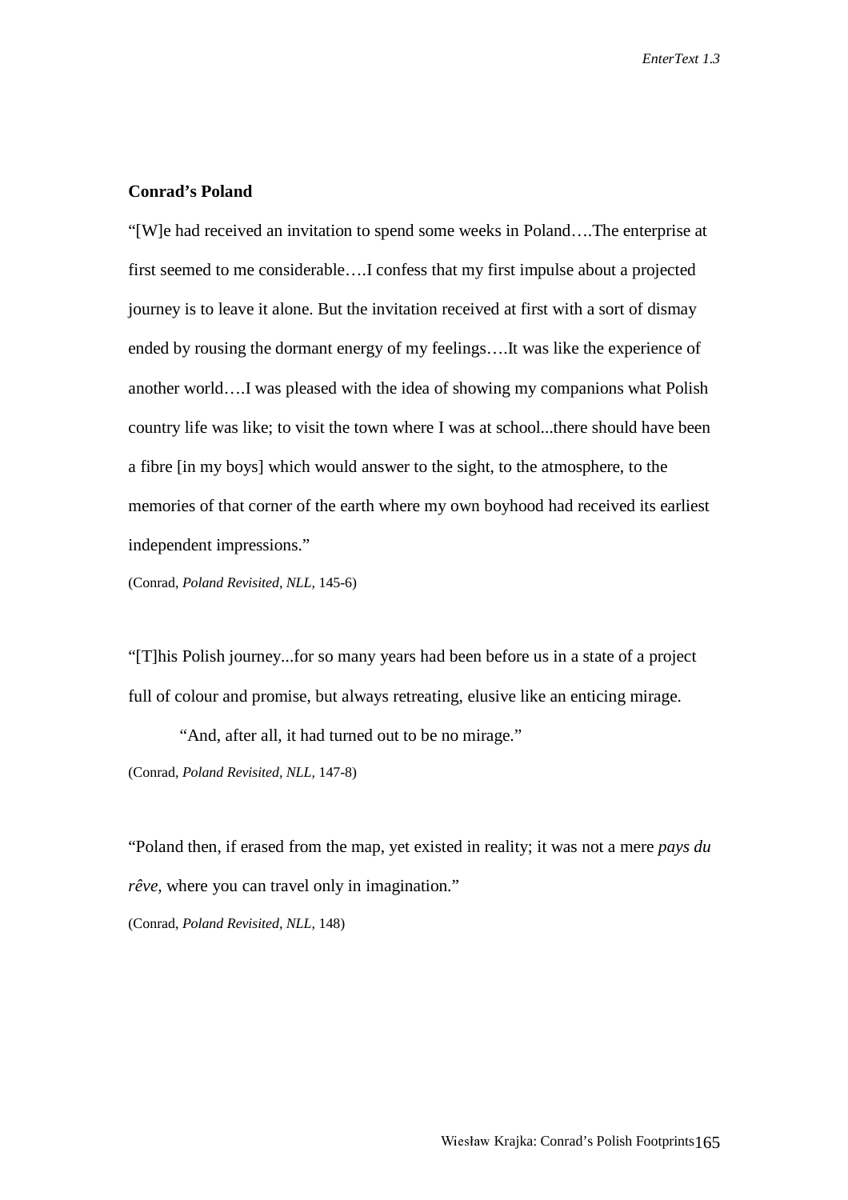**Conrad's Poland**

"[W]e had received an invitation to spend some weeks in Poland….The enterprise at first seemed to me considerable….I confess that my first impulse about a projected journey is to leave it alone. But the invitation received at first with a sort of dismay ended by rousing the dormant energy of my feelings….It was like the experience of another world….I was pleased with the idea of showing my companions what Polish country life was like; to visit the town where I was at school...there should have been a fibre [in my boys] which would answer to the sight, to the atmosphere, to the memories of that corner of the earth where my own boyhood had received its earliest independent impressions."

(Conrad, *Poland Revisited*, *NLL*, 145-6)

"[T]his Polish journey...for so many years had been before us in a state of a project full of colour and promise, but always retreating, elusive like an enticing mirage.

"And, after all, it had turned out to be no mirage."

(Conrad, *Poland Revisited*, *NLL*, 147-8)

"Poland then, if erased from the map, yet existed in reality; it was not a mere *pays du rêve*, where you can travel only in imagination."

(Conrad, *Poland Revisited*, *NLL*, 148)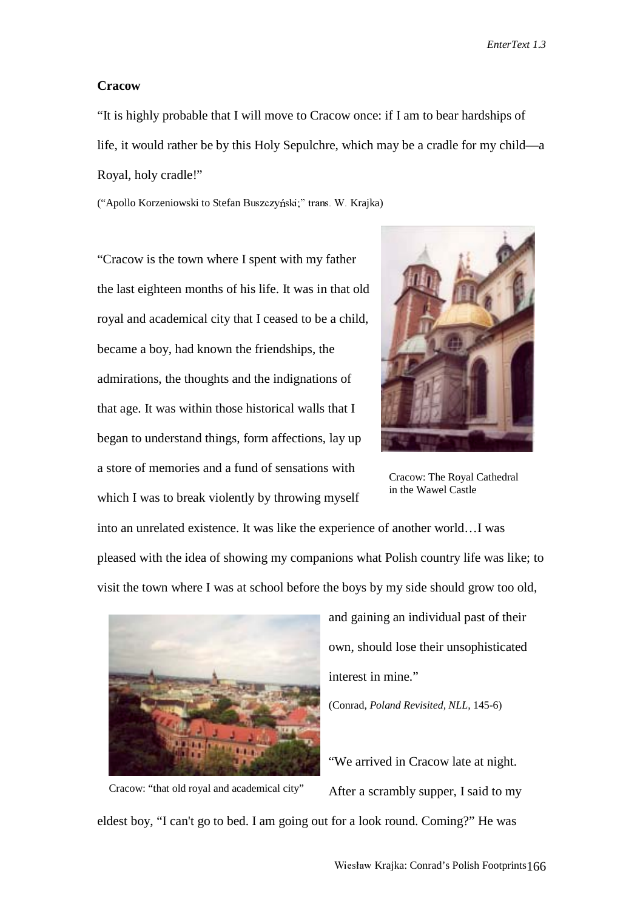## Cracow

"It is highly probable that I will move to Cracow once: if I am to bear hardships of life, it would rather be by this Holy Sepulchre, which may be a cradle for my child—a Royal, holy cradle!"

("Apollo Korzeniowski to Stefan Buszczyński;" trans. W. Krajka)

"Cracow is the town where I spent with my father the last eighteen months of his life. It was in that old royal and academical city that I ceased to be a child, became a boy, had known the friendships, the admirations, the thoughts and the indignations of that age. It was within those historical walls that I began to understand things, form affections, lay up a store of memories and a fund of sensations with which I was to break violently by throwing myself into an unrelated existence. It was like the experience of another world…I was pleased with the idea of showing my companions what Polish country life was like; to visit the town where I was at school before the boys by my side should grow too old, and gaining an individual past of their own, should lose their unsophisticated interest in mine."

Cracow: The Royal Cathedral in the Wawel Castle

(Conrad, *Poland Revisited*, *NLL*, 145-6)

Cracow: "that old royal and academical city"

"We arrived in Cracow late at night. After a scrambly supper, I said to my eldest boy, "I can't go to bed. I am going out for a look round. Coming?" He was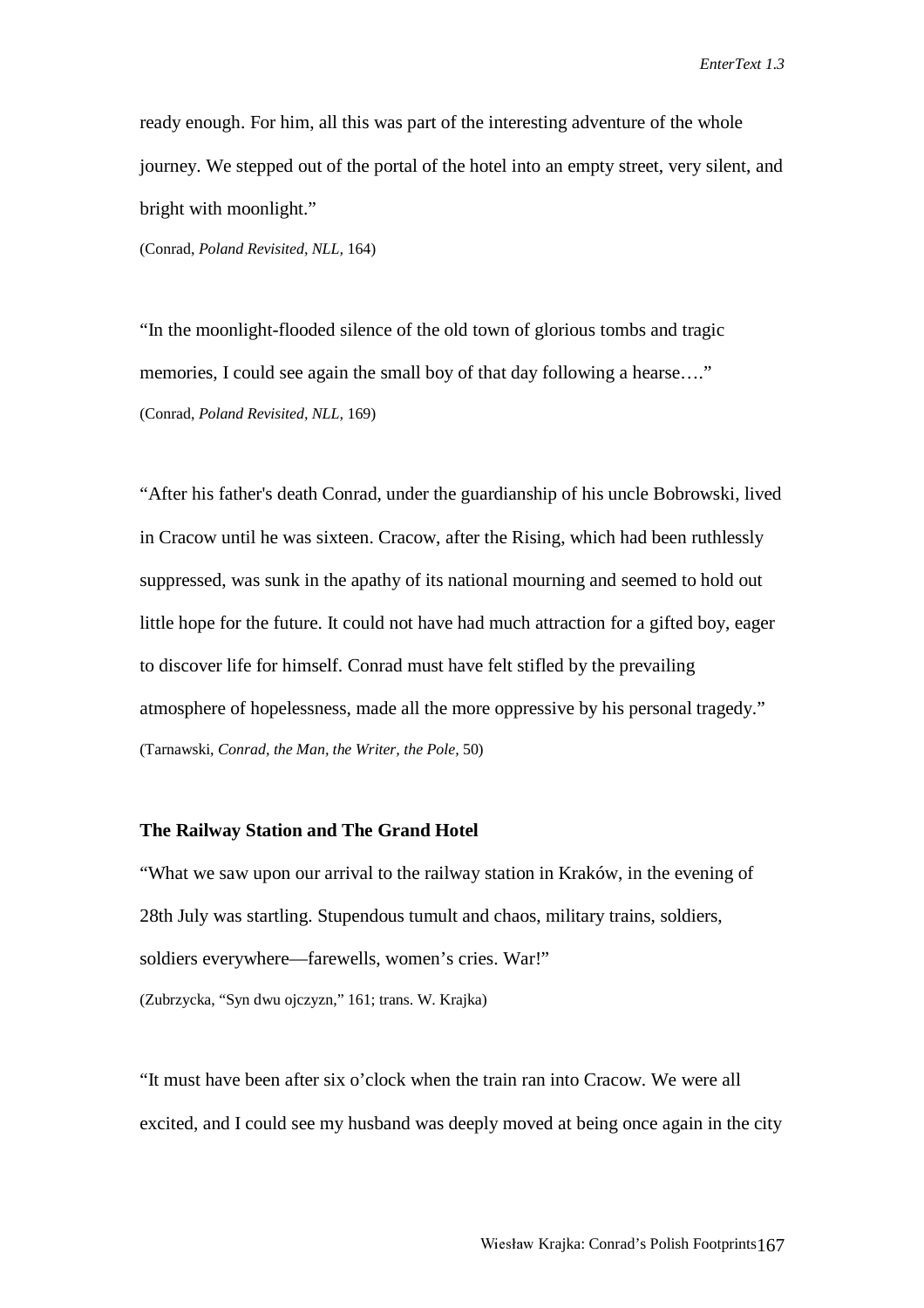ready enough. For him, all this was part of the interesting adventure of the whole journey. We stepped out of the portal of the hotel into an empty street, very silent, and bright with moonlight."

(Conrad, *Poland Revisited, NLL,* 164)

"In the moonlight-flooded silence of the old town of glorious tombs and tragic memories, I could see again the small boy of that day following a hearse…."

(Conrad, *Poland Revisited, NLL,* 169)

"After his father's death Conrad, under the guardianship of his uncle Bobrowski, lived in Cracow until he was sixteen. Cracow, after the Rising, which had been ruthlessly suppressed, was sunk in the apathy of its national mourning and seemed to hold out little hope for the future. It could not have had much attraction for a gifted boy, eager to discover life for himself. Conrad must have felt stifled by the prevailing atmosphere of hopelessness, made all the more oppressive by his personal tragedy."

(Tarnawski, *Conrad, the Man, the Writer, the Pole,* 50)

**The Railway Station and The Grand Hotel**

"What we saw upon our arrival to the railway station in Kraków, in the evening of 28th July was startling. Stupendous tumult and chaos, military trains, soldiers, soldiers everywhere—farewells, women's cries. War!"

(Zubrzycka, "Syn dwu ojczyzn," 161; trans. W. Krajka)

"It must have been after six o'clock when the train ran into Cracow. We were all excited, and I could see my husband was deeply moved at being once again in the city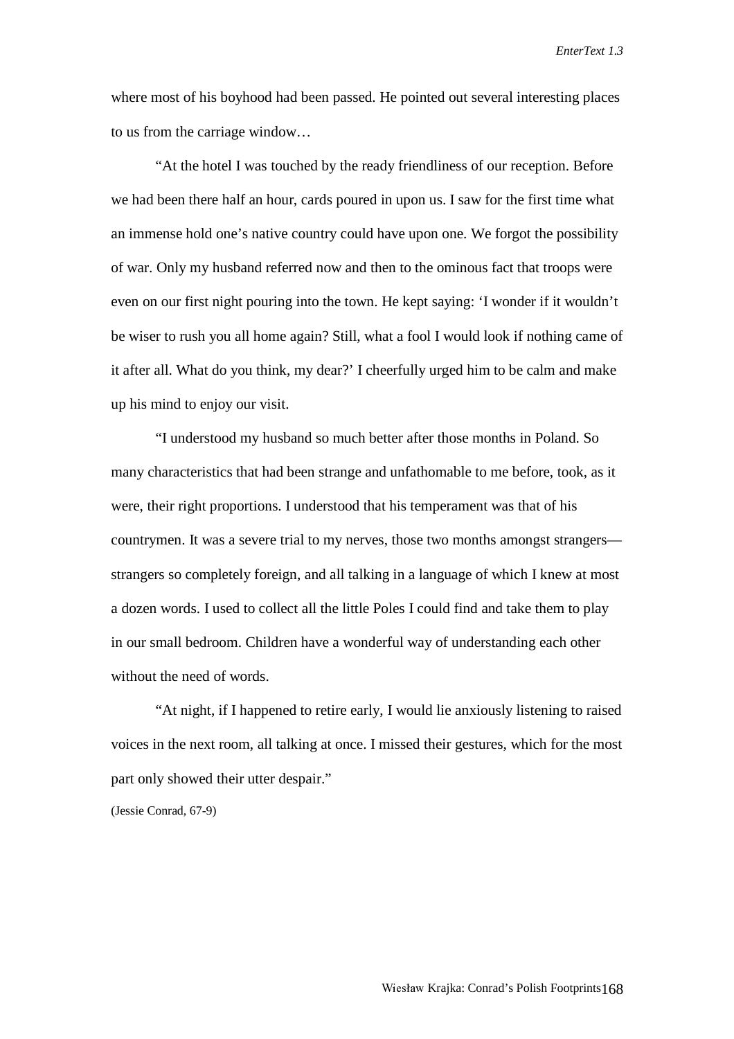where most of his boyhood had been passed. He pointed out several interesting places to us from the carriage window…

"At the hotel I was touched by the ready friendliness of our reception. Before we had been there half an hour, cards poured in upon us. I saw for the first time what an immense hold one's native country could have upon one. We forgot the possibility of war. Only my husband referred now and then to the ominous fact that troops were even on our first night pouring into the town. He kept saying: 'I wonder if it wouldn't be wiser to rush you all home again? Still, what a fool I would look if nothing came of it after all. What do you think, my dear?' I cheerfully urged him to be calm and make up his mind to enjoy our visit.

"I understood my husband so much better after those months in Poland. So many characteristics that had been strange and unfathomable to me before, took, as it were, their right proportions. I understood that his temperament was that of his countrymen. It was a severe trial to my nerves, those two months amongst strangers—strangers so completely foreign, and all talking in a language of which I knew at most a dozen words. I used to collect all the little Poles I could find and take them to play in our small bedroom. Children have a wonderful way of understanding each other without the need of words.

"At night, if I happened to retire early, I would lie anxiously listening to raised voices in the next room, all talking at once. I missed their gestures, which for the most part only showed their utter despair."

(Jessie Conrad, 67-9)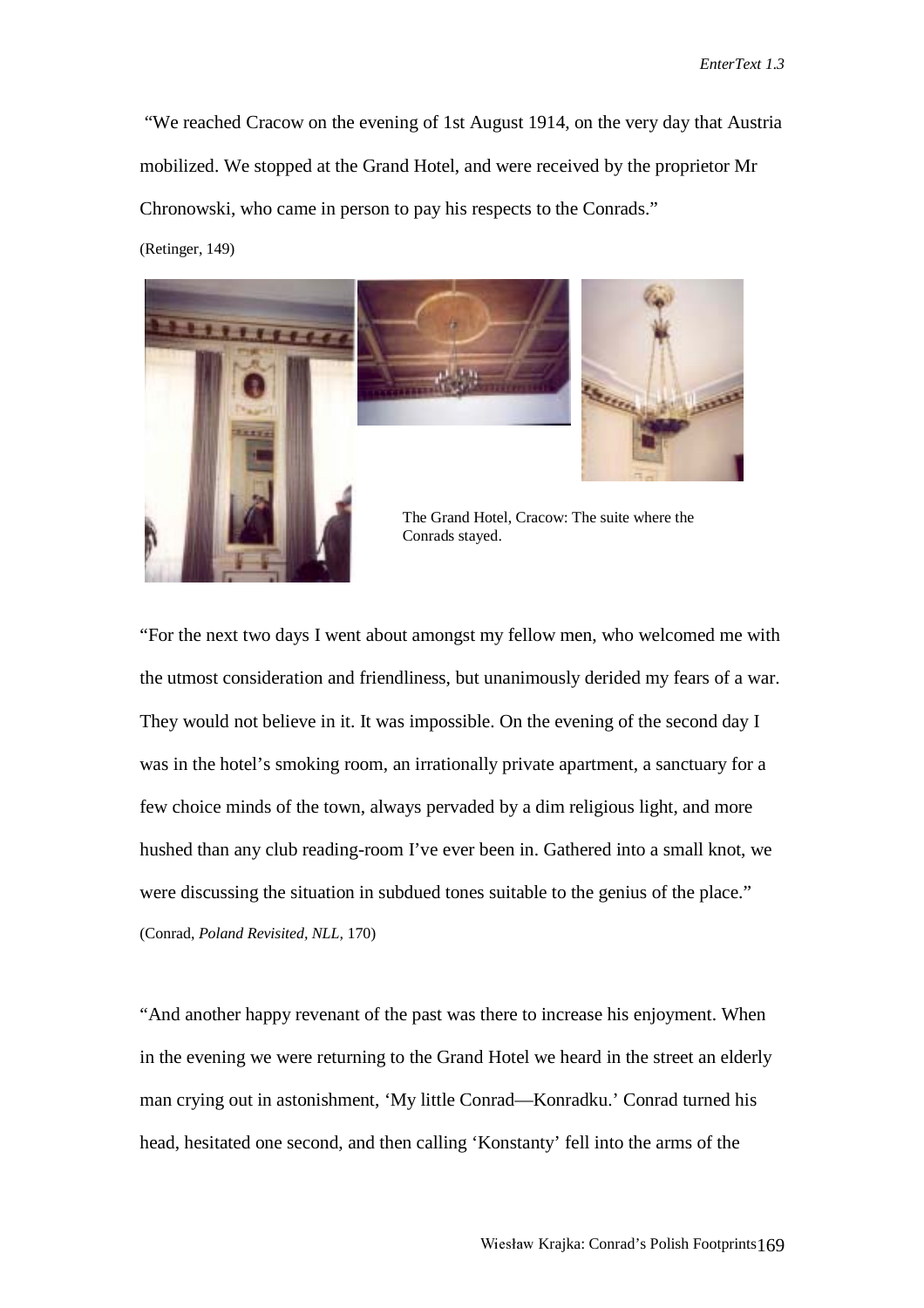"We reached Cracow on the evening of 1st August 1914, on the very day that Austria mobilized. We stopped at the Grand Hotel, and were received by the proprietor Mr Chronowski, who came in person to pay his respects to the Conrads."

(Retinger, 149)

The Grand Hotel, Cracow: The suite where the Conrads stayed.

"For the next two days I went about amongst my fellow men, who welcomed me with the utmost consideration and friendliness, but unanimously derided my fears of a war. They would not believe in it. It was impossible. On the evening of the second day I was in the hotel's smoking room, an irrationally private apartment, a sanctuary for a few choice minds of the town, always pervaded by a dim religious light, and more hushed than any club reading-room I've ever been in. Gathered into a small knot, we were discussing the situation in subdued tones suitable to the genius of the place."

(Conrad, *Poland Revisited, NLL*, 170)

"And another happy revenant of the past was there to increase his enjoyment. When in the evening we were returning to the Grand Hotel we heard in the street an elderly man crying out in astonishment, 'My little Conrad—Konradku.' Conrad turned his head, hesitated one second, and then calling 'Konstanty' fell into the arms of the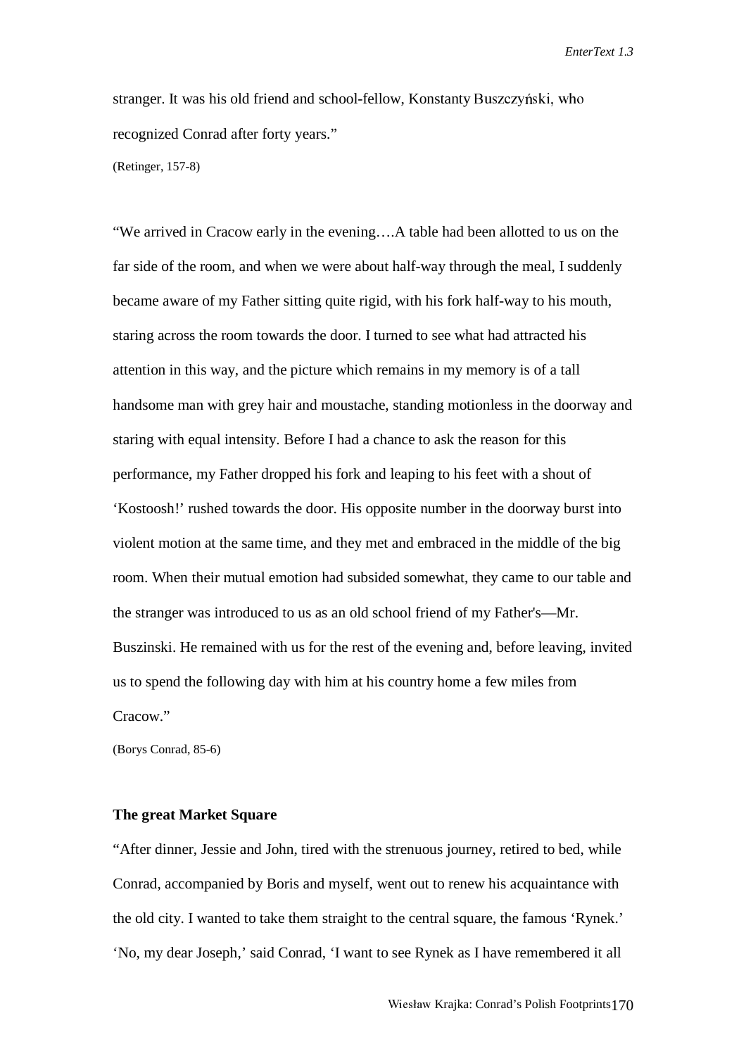stranger. It was his old friend and school-fellow, Konstanty Buszczyński, who recognized Conrad after forty years."

(Retinger, 157-8)

"We arrived in Cracow early in the evening….A table had been allotted to us on the far side of the room, and when we were about half-way through the meal, I suddenly became aware of my Father sitting quite rigid, with his fork half-way to his mouth, staring across the room towards the door. I turned to see what had attracted his attention in this way, and the picture which remains in my memory is of a tall handsome man with grey hair and moustache, standing motionless in the doorway and staring with equal intensity. Before I had a chance to ask the reason for this performance, my Father dropped his fork and leaping to his feet with a shout of 'Kostoosh!' rushed towards the door. His opposite number in the doorway burst into violent motion at the same time, and they met and embraced in the middle of the big room. When their mutual emotion had subsided somewhat, they came to our table and the stranger was introduced to us as an old school friend of my Father's—Mr. Buszinski. He remained with us for the rest of the evening and, before leaving, invited us to spend the following day with him at his country home a few miles from Cracow."

(Borys Conrad, 85-6)

**The great Market Square**

"After dinner, Jessie and John, tired with the strenuous journey, retired to bed, while Conrad, accompanied by Boris and myself, went out to renew his acquaintance with the old city. I wanted to take them straight to the central square, the famous 'Rynek.' 'No, my dear Joseph,' said Conrad, 'I want to see Rynek as I have remembered it all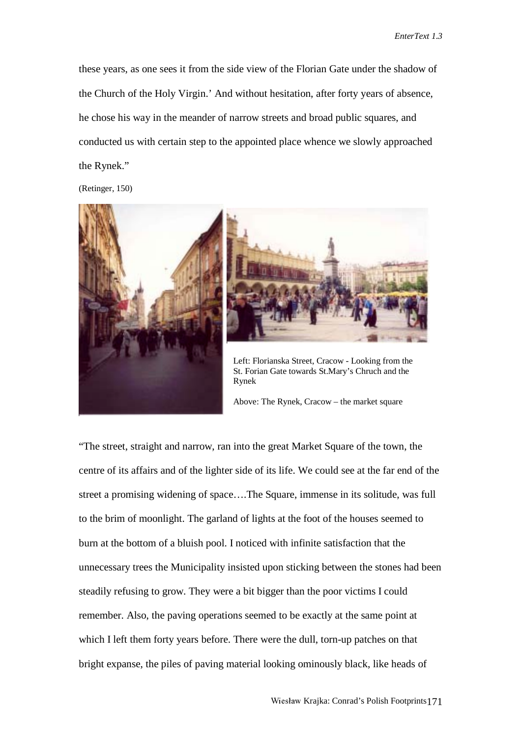these years, as one sees it from the side view of the Florian Gate under the shadow of the Church of the Holy Virgin.' And without hesitation, after forty years of absence, he chose his way in the meander of narrow streets and broad public squares, and conducted us with certain step to the appointed place whence we slowly approached the Rynek."

(Retinger, 150)

Left: Florianska Street, Cracow - Looking from the St. Forian Gate towards St.Mary's Chruch and the Rynek

Above: The Rynek, Cracow – the market square

"The street, straight and narrow, ran into the great Market Square of the town, the centre of its affairs and of the lighter side of its life. We could see at the far end of the street a promising widening of space….The Square, immense in its solitude, was full to the brim of moonlight. The garland of lights at the foot of the houses seemed to burn at the bottom of a bluish pool. I noticed with infinite satisfaction that the unnecessary trees the Municipality insisted upon sticking between the stones had been steadily refusing to grow. They were a bit bigger than the poor victims I could remember. Also, the paving operations seemed to be exactly at the same point at which I left them forty years before. There were the dull, torn-up patches on that bright expanse, the piles of paving material looking ominously black, like heads of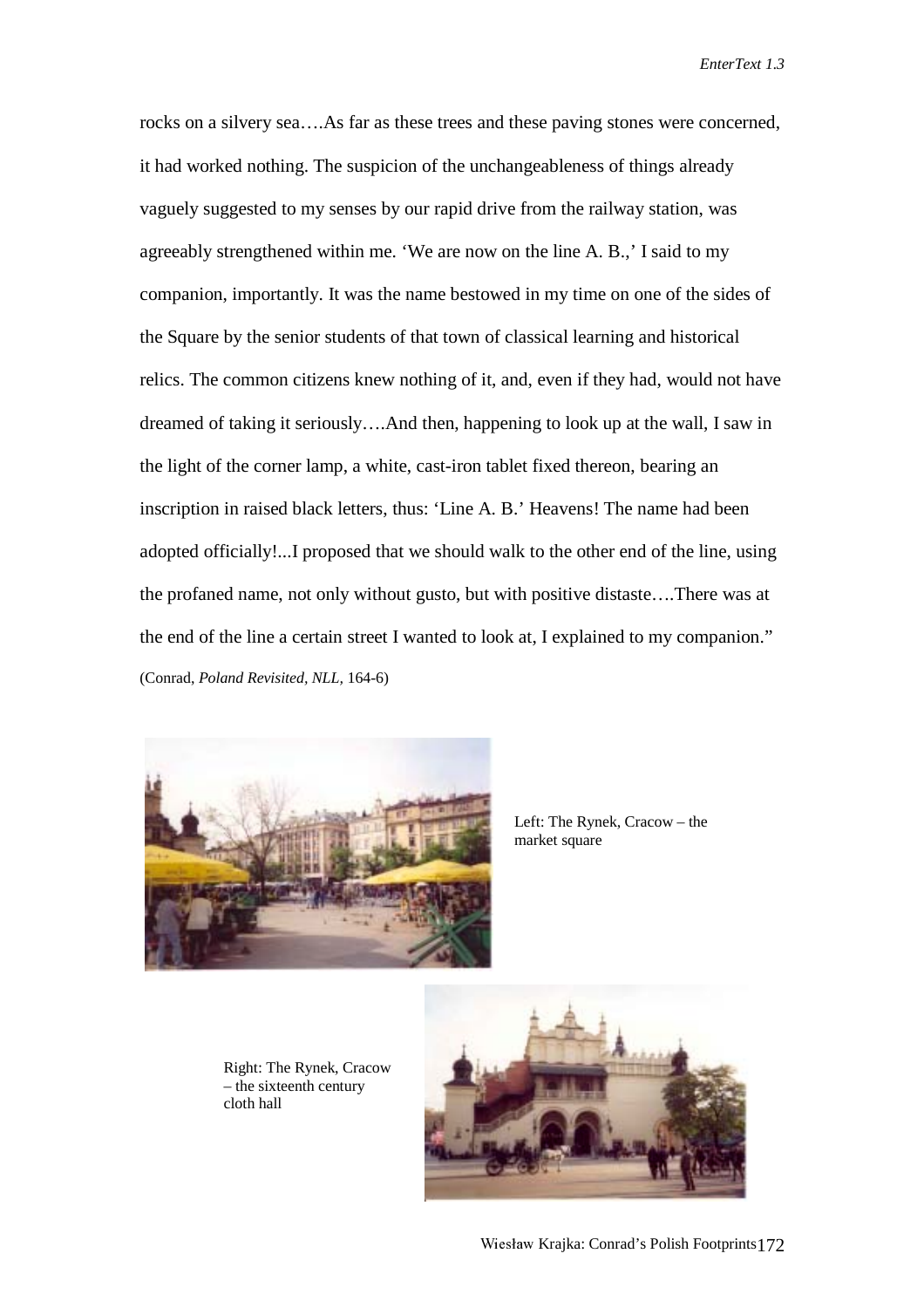rocks on a silvery sea….As far as these trees and these paving stones were concerned, it had worked nothing. The suspicion of the unchangeableness of things already vaguely suggested to my senses by our rapid drive from the railway station, was agreeably strengthened within me. 'We are now on the line A. B.,' I said to my companion, importantly. It was the name bestowed in my time on one of the sides of the Square by the senior students of that town of classical learning and historical relics. The common citizens knew nothing of it, and, even if they had, would not have dreamed of taking it seriously….And then, happening to look up at the wall, I saw in the light of the corner lamp, a white, cast-iron tablet fixed thereon, bearing an inscription in raised black letters, thus: 'Line A. B.' Heavens! The name had been adopted officially!...I proposed that we should walk to the other end of the line, using the profaned name, not only without gusto, but with positive distaste….There was at the end of the line a certain street I wanted to look at, I explained to my companion."

(Conrad, *Poland Revisited, NLL*, 164-6)

Left: The Rynek, Cracow – the market square

Right: The Rynek, Cracow – the sixteenth century cloth hall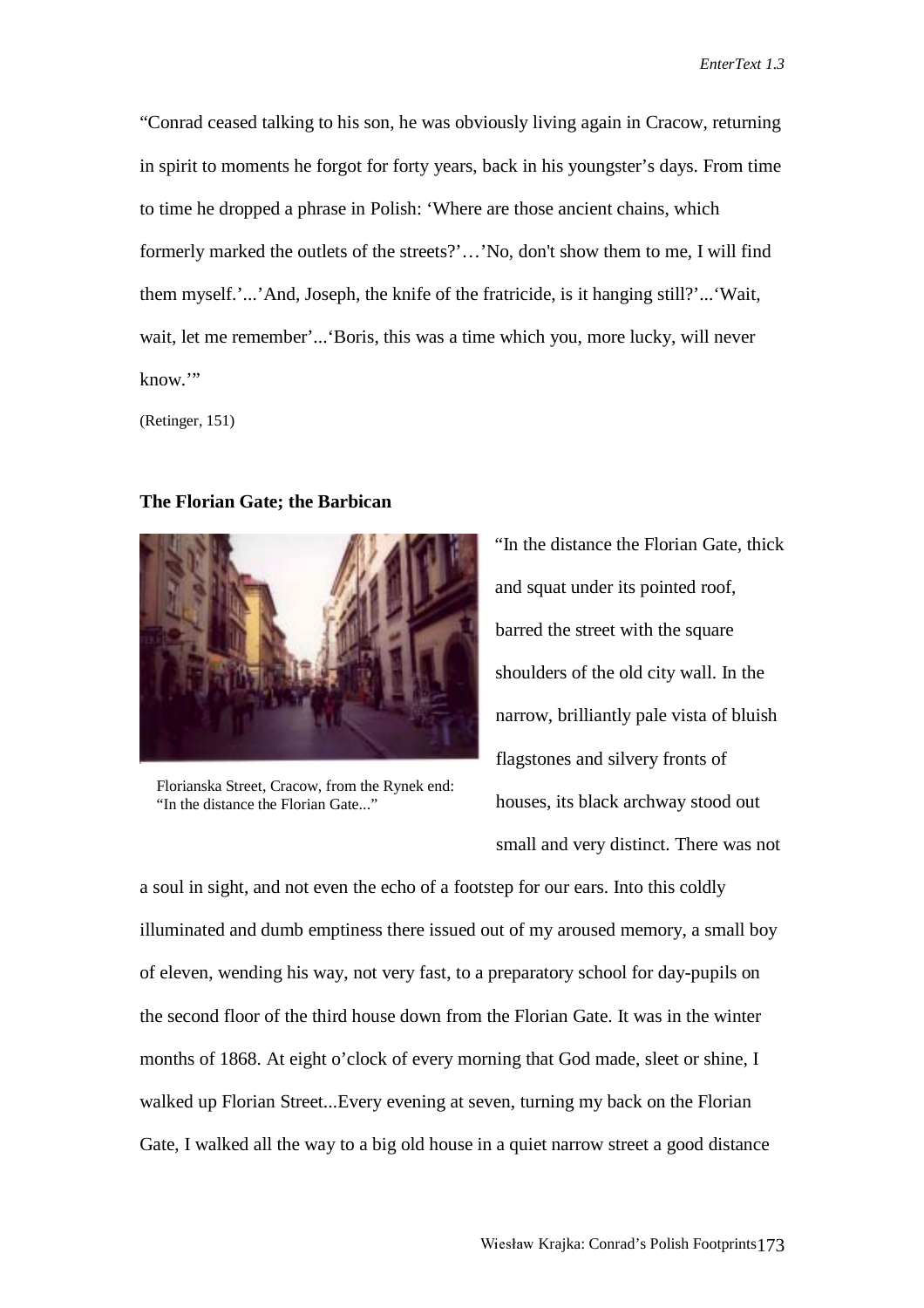"Conrad ceased talking to his son, he was obviously living again in Cracow, returning in spirit to moments he forgot for forty years, back in his youngster's days. From time to time he dropped a phrase in Polish: 'Where are those ancient chains, which formerly marked the outlets of the streets?'…'No, don't show them to me, I will find them myself.'...'And, Joseph, the knife of the fratricide, is it hanging still?'...'Wait, wait, let me remember'...'Boris, this was a time which you, more lucky, will never know.'"

(Retinger, 151)

**The Florian Gate; the Barbican**

Florianska Street, Cracow, from the Rynek end: "In the distance the Florian Gate..."

"In the distance the Florian Gate, thick and squat under its pointed roof, barred the street with the square shoulders of the old city wall. In the narrow, brilliantly pale vista of bluish flagstones and silvery fronts of houses, its black archway stood out small and very distinct. There was not a soul in sight, and not even the echo of a footstep for our ears. Into this coldly illuminated and dumb emptiness there issued out of my aroused memory, a small boy of eleven, wending his way, not very fast, to a preparatory school for day-pupils on the second floor of the third house down from the Florian Gate. It was in the winter months of 1868. At eight o'clock of every morning that God made, sleet or shine, I walked up Florian Street...Every evening at seven, turning my back on the Florian Gate, I walked all the way to a big old house in a quiet narrow street a good distance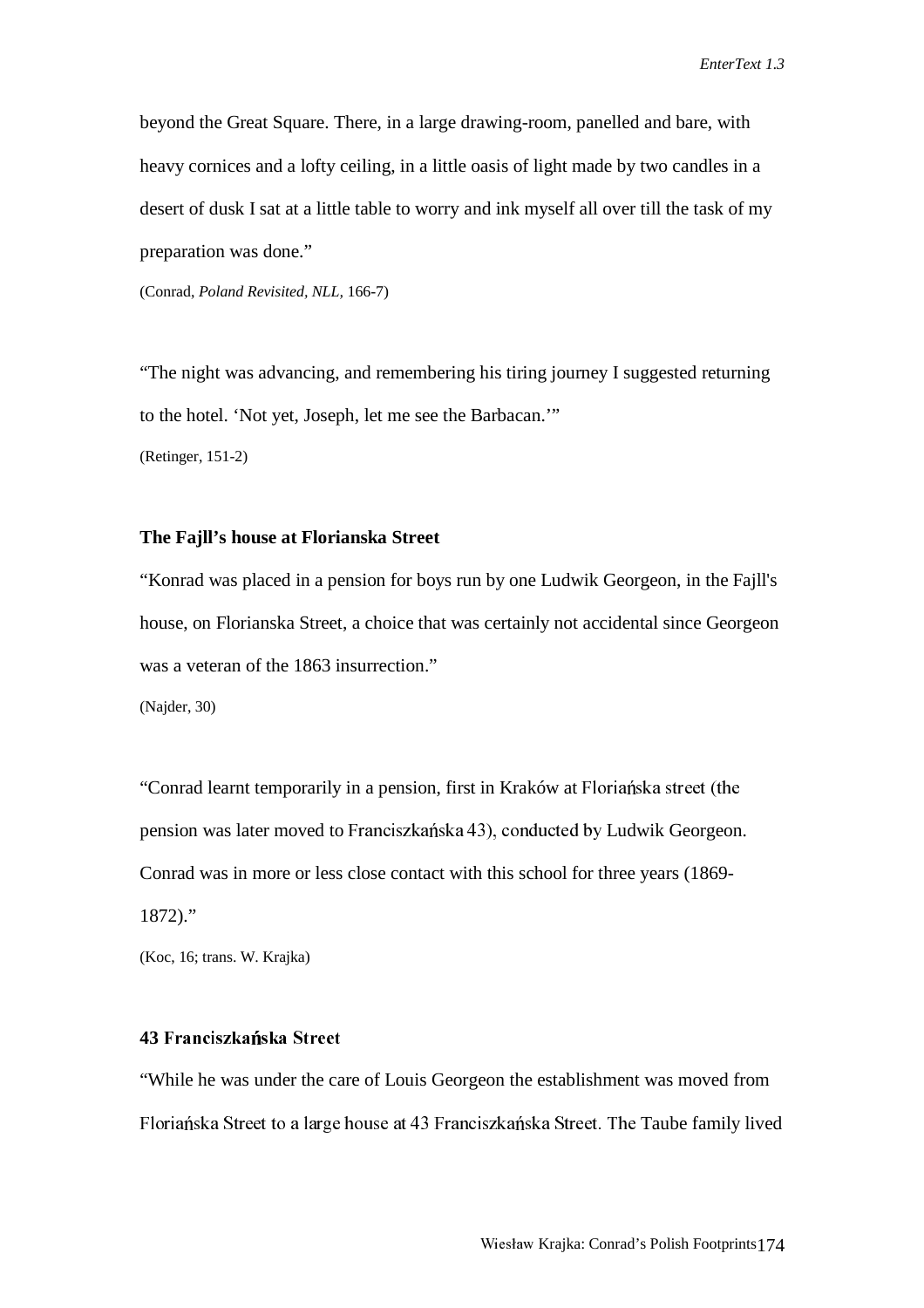beyond the Great Square. There, in a large drawing-room, panelled and bare, with heavy cornices and a lofty ceiling, in a little oasis of light made by two candles in a desert of dusk I sat at a little table to worry and ink myself all over till the task of my preparation was done."

(Conrad, *Poland Revisited*, *NLL*, 166-7)

"The night was advancing, and remembering his tiring journey I suggested returning to the hotel. 'Not yet, Joseph, let me see the Barbacan.'"

(Retinger, 151-2)

**The Fajll's house at Florianska Street**

"Konrad was placed in a pension for boys run by one Ludwik Georgeon, in the Fajll's house, on Florianska Street, a choice that was certainly not accidental since Georgeon was a veteran of the 1863 insurrection."

(Najder, 30)

"Conrad learnt temporarily in a pension, first in Kraków at Floriańska street (the pension was later moved to Franciszkańska 43), conducted by Ludwik Georgeon. Conrad was in more or less close contact with this school for three years (1869-1872)."

(Koc, 16; trans. W. Krajka)

**43 Franciszkańska Street**

"While he was under the care of Louis Georgeon the establishment was moved from Floriańska Street to a large house at 43 Franciszkańska Street. The Taube family lived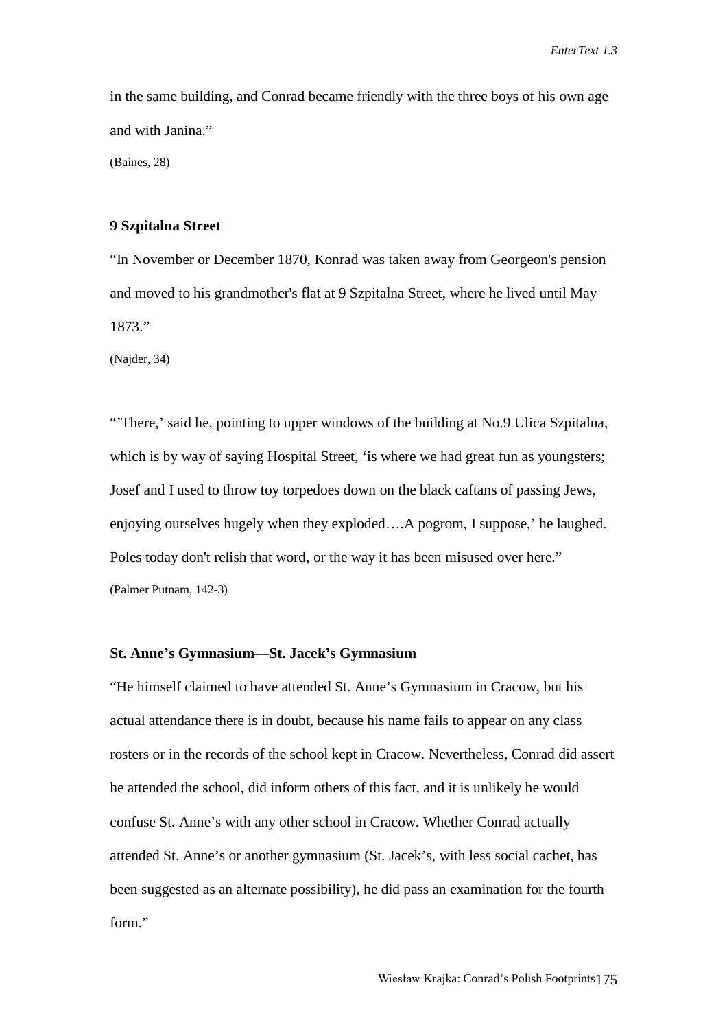in the same building, and Conrad became friendly with the three boys of his own age and with Janina."

(Baines, 28)

**9 Szpitalna Street**

"In November or December 1870, Konrad was taken away from Georgeon's pension and moved to his grandmother's flat at 9 Szpitalna Street, where he lived until May 1873."

(Najder, 34)

"'There,' said he, pointing to upper windows of the building at No.9 Ulica Szpitalna, which is by way of saying Hospital Street, 'is where we had great fun as youngsters; Josef and I used to throw toy torpedoes down on the black caftans of passing Jews, enjoying ourselves hugely when they exploded….A pogrom, I suppose,' he laughed. Poles today don't relish that word, or the way it has been misused over here."

(Palmer Putnam, 142-3)

**St. Anne's Gymnasium—St. Jacek's Gymnasium**

"He himself claimed to have attended St. Anne's Gymnasium in Cracow, but his actual attendance there is in doubt, because his name fails to appear on any class rosters or in the records of the school kept in Cracow. Nevertheless, Conrad did assert he attended the school, did inform others of this fact, and it is unlikely he would confuse St. Anne's with any other school in Cracow. Whether Conrad actually attended St. Anne's or another gymnasium (St. Jacek's, with less social cachet, has been suggested as an alternate possibility), he did pass an examination for the fourth form."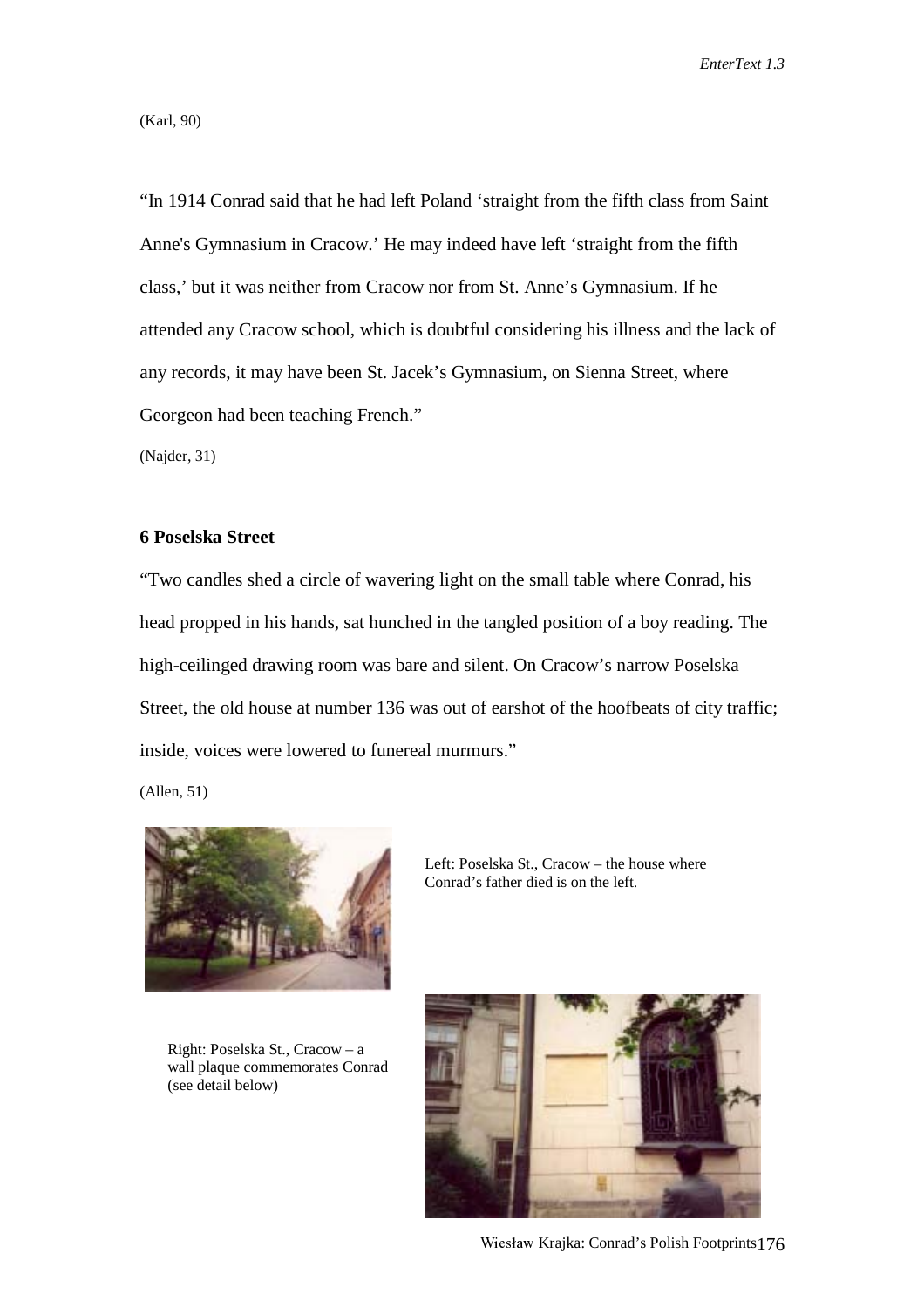(Karl, 90)

"In 1914 Conrad said that he had left Poland 'straight from the fifth class from Saint Anne's Gymnasium in Cracow.' He may indeed have left 'straight from the fifth class,' but it was neither from Cracow nor from St. Anne's Gymnasium. If he attended any Cracow school, which is doubtful considering his illness and the lack of any records, it may have been St. Jacek's Gymnasium, on Sienna Street, where Georgeon had been teaching French."

(Najder, 31)

**6 Poselska Street**

"Two candles shed a circle of wavering light on the small table where Conrad, his head propped in his hands, sat hunched in the tangled position of a boy reading. The high-ceilinged drawing room was bare and silent. On Cracow's narrow Poselska Street, the old house at number 136 was out of earshot of the hoofbeats of city traffic; inside, voices were lowered to funereal murmurs."

(Allen, 51)

Left: Poselska St., Cracow – the house where Conrad's father died is on the left.

Right: Poselska St., Cracow – a wall plaque commemorates Conrad (see detail below)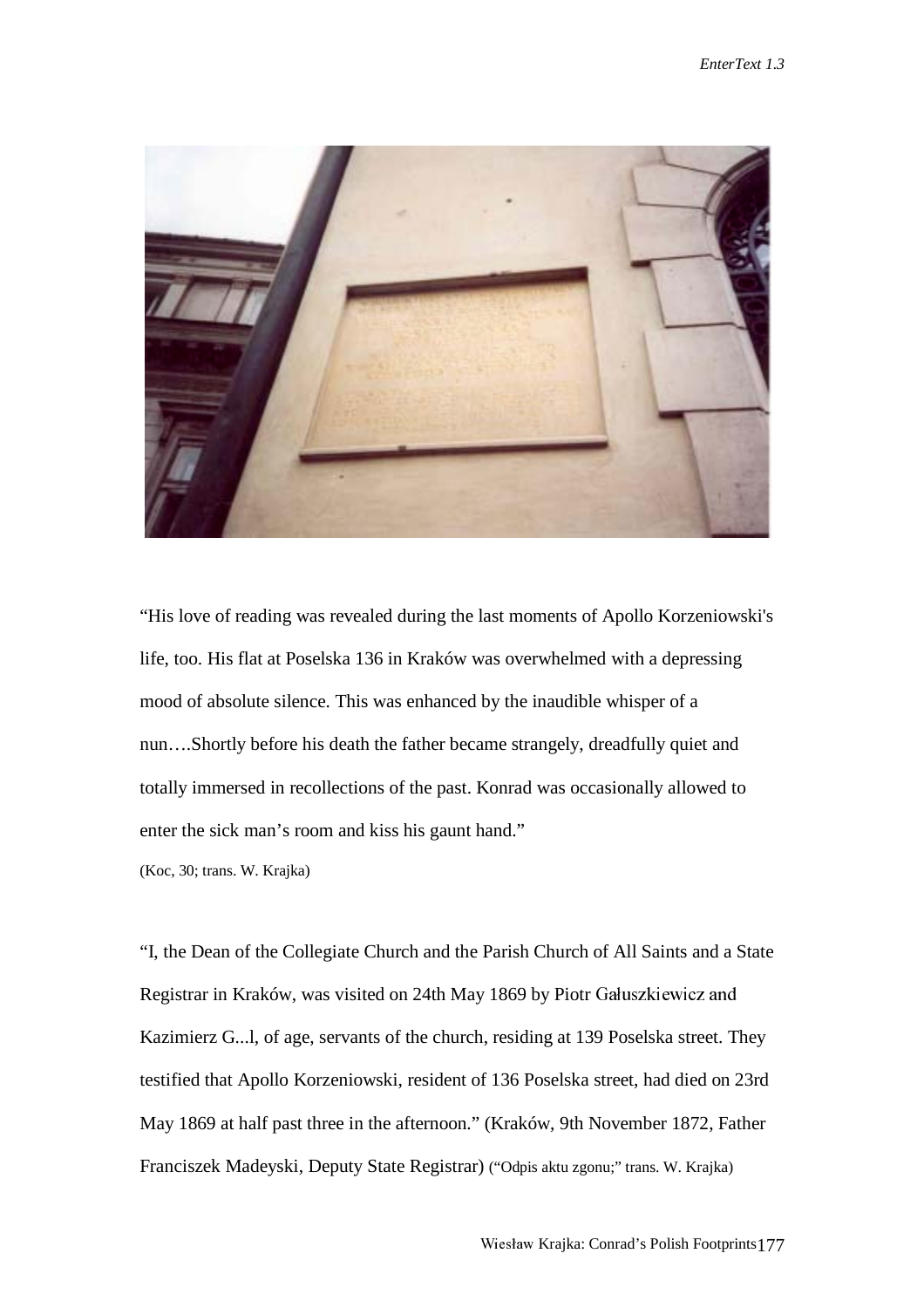"His love of reading was revealed during the last moments of Apollo Korzeniowski's life, too. His flat at Poselska 136 in Kraków was overwhelmed with a depressing mood of absolute silence. This was enhanced by the inaudible whisper of a nun….Shortly before his death the father became strangely, dreadfully quiet and totally immersed in recollections of the past. Konrad was occasionally allowed to enter the sick man's room and kiss his gaunt hand."

(Koc, 30; trans. W. Krajka)

"I, the Dean of the Collegiate Church and the Parish Church of All Saints and a State Registrar in Kraków, was visited on 24th May 1869 by Piotr Gałuszkiewicz and Kazimierz G...l, of age, servants of the church, residing at 139 Poselska street. They testified that Apollo Korzeniowski, resident of 136 Poselska street, had died on 23rd May 1869 at half past three in the afternoon." (Kraków, 9th November 1872, Father Franciszek Madeyski, Deputy State Registrar) ("Odpis aktu zgonu;" trans. W. Krajka)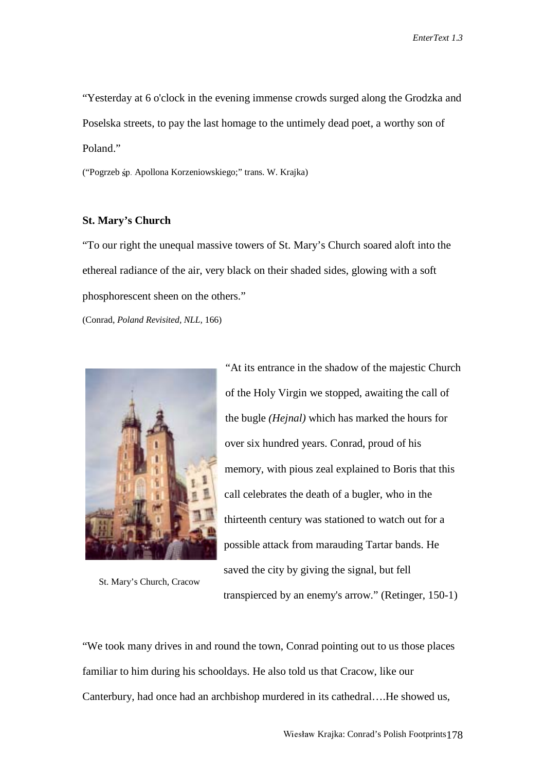"Yesterday at 6 o'clock in the evening immense crowds surged along the Grodzka and Poselska streets, to pay the last homage to the untimely dead poet, a worthy son of Poland."

("Pogrzeb śp. Apollona Korzeniowskiego;" trans. W. Krajka)

**St. Mary's Church**

"To our right the unequal massive towers of St. Mary's Church soared aloft into the ethereal radiance of the air, very black on their shaded sides, glowing with a soft phosphorescent sheen on the others."

(Conrad, *Poland Revisited, NLL,* 166)

St. Mary's Church, Cracow

"At its entrance in the shadow of the majestic Church of the Holy Virgin we stopped, awaiting the call of the bugle *(Hejnal)* which has marked the hours for over six hundred years. Conrad, proud of his memory, with pious zeal explained to Boris that this call celebrates the death of a bugler, who in the thirteenth century was stationed to watch out for a possible attack from marauding Tartar bands. He saved the city by giving the signal, but fell transpierced by an enemy's arrow." (Retinger, 150-1)

"We took many drives in and round the town, Conrad pointing out to us those places familiar to him during his schooldays. He also told us that Cracow, like our Canterbury, had once had an archbishop murdered in its cathedral….He showed us,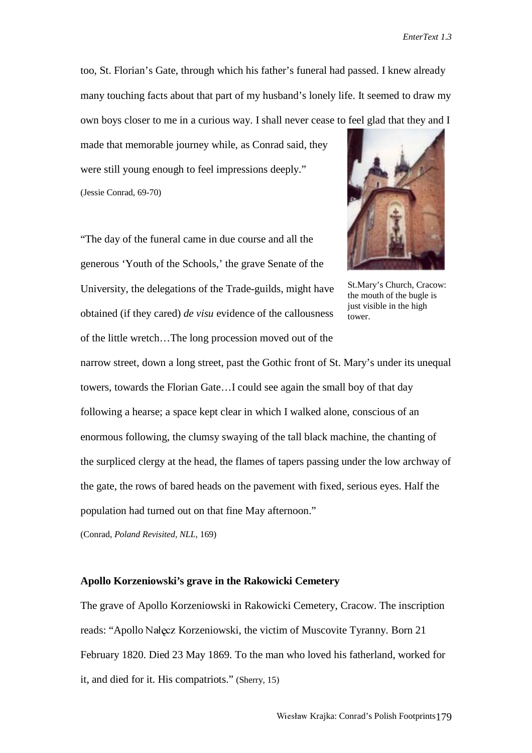too, St. Florian's Gate, through which his father's funeral had passed. I knew already many touching facts about that part of my husband's lonely life. It seemed to draw my own boys closer to me in a curious way. I shall never cease to feel glad that they and I made that memorable journey while, as Conrad said, they were still young enough to feel impressions deeply."

(Jessie Conrad, 69-70)

St.Mary's Church, Cracow: the mouth of the bugle is just visible in the high tower.

"The day of the funeral came in due course and all the generous 'Youth of the Schools,' the grave Senate of the University, the delegations of the Trade-guilds, might have obtained (if they cared) *de visu* evidence of the callousness of the little wretch…The long procession moved out of the narrow street, down a long street, past the Gothic front of St. Mary's under its unequal towers, towards the Florian Gate…I could see again the small boy of that day following a hearse; a space kept clear in which I walked alone, conscious of an enormous following, the clumsy swaying of the tall black machine, the chanting of the surpliced clergy at the head, the flames of tapers passing under the low archway of the gate, the rows of bared heads on the pavement with fixed, serious eyes. Half the population had turned out on that fine May afternoon."

(Conrad, *Poland Revisited*, *NLL*, 169)

**Apollo Korzeniowski's grave in the Rakowicki Cemetery**

The grave of Apollo Korzeniowski in Rakowicki Cemetery, Cracow. The inscription reads: "Apollo Nałęcz Korzeniowski, the victim of Muscovite Tyranny. Born 21 February 1820. Died 23 May 1869. To the man who loved his fatherland, worked for it, and died for it. His compatriots." (Sherry, 15)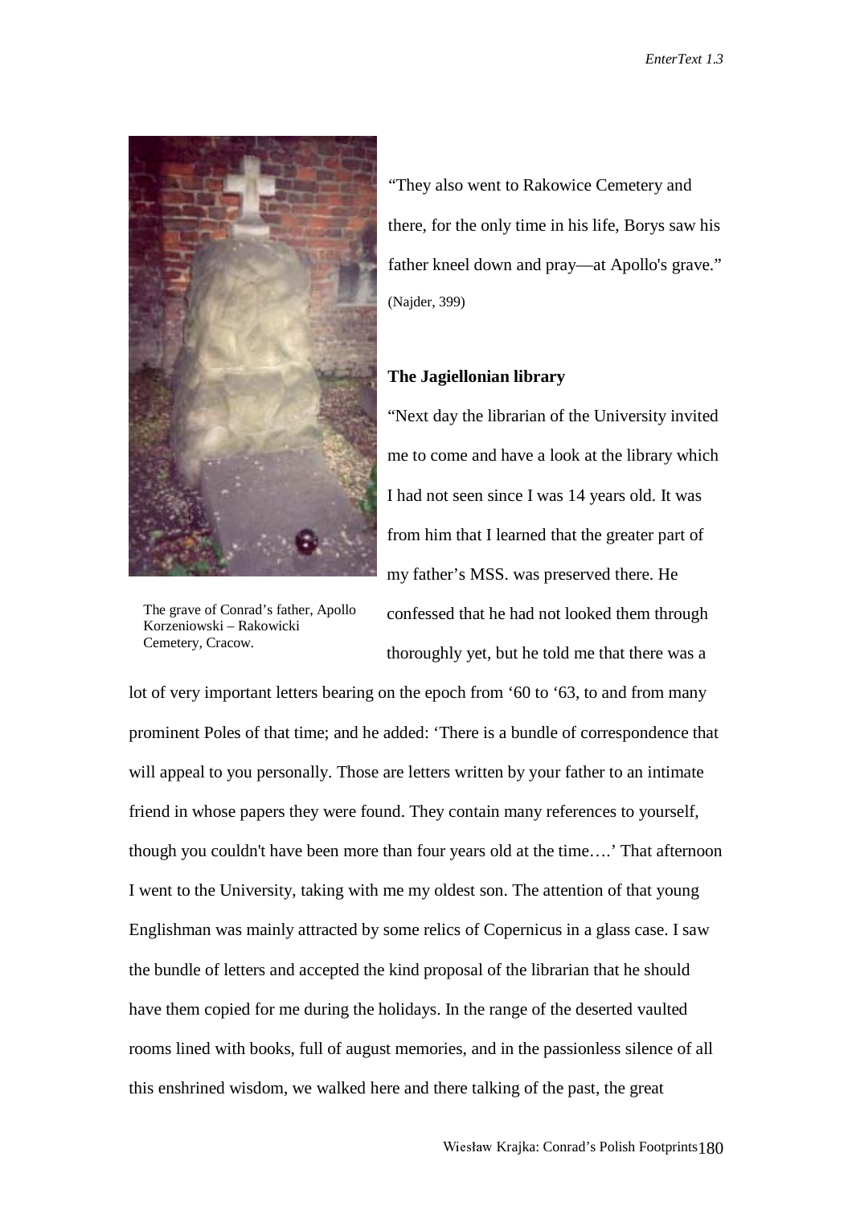The grave of Conrad's father, Apollo Korzeniowski – Rakowicki Cemetery, Cracow.

"They also went to Rakowice Cemetery and there, for the only time in his life, Borys saw his father kneel down and pray—at Apollo's grave." (Najder, 399)

**The Jagiellonian library**

"Next day the librarian of the University invited me to come and have a look at the library which I had not seen since I was 14 years old. It was from him that I learned that the greater part of my father's MSS. was preserved there. He confessed that he had not looked them through thoroughly yet, but he told me that there was a lot of very important letters bearing on the epoch from '60 to '63, to and from many prominent Poles of that time; and he added: 'There is a bundle of correspondence that will appeal to you personally. Those are letters written by your father to an intimate friend in whose papers they were found. They contain many references to yourself, though you couldn't have been more than four years old at the time….' That afternoon I went to the University, taking with me my oldest son. The attention of that young Englishman was mainly attracted by some relics of Copernicus in a glass case. I saw the bundle of letters and accepted the kind proposal of the librarian that he should have them copied for me during the holidays. In the range of the deserted vaulted rooms lined with books, full of august memories, and in the passionless silence of all this enshrined wisdom, we walked here and there talking of the past, the great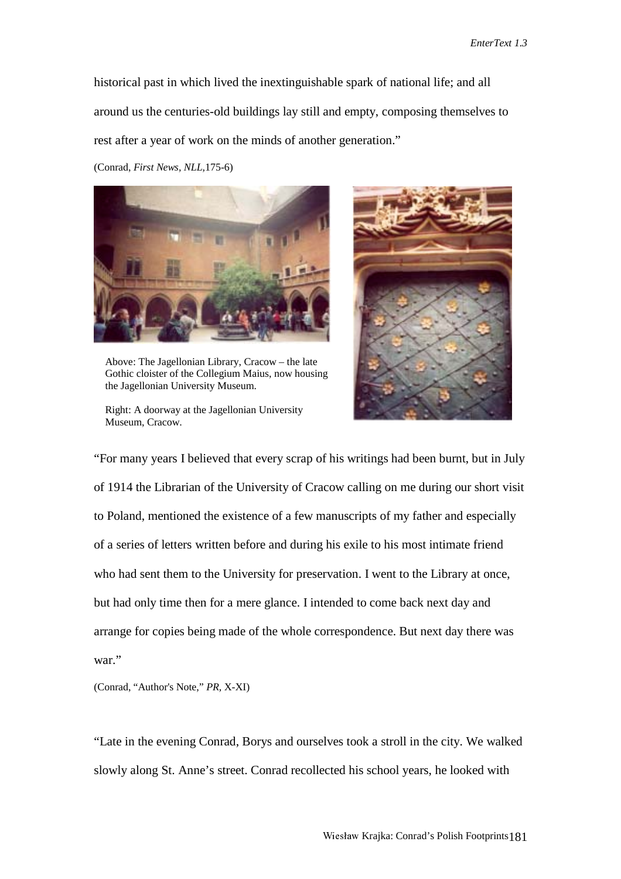historical past in which lived the inextinguishable spark of national life; and all around us the centuries-old buildings lay still and empty, composing themselves to rest after a year of work on the minds of another generation."

(Conrad, *First News, NLL,*175-6)

Above: The Jagellonian Library, Cracow – the late Gothic cloister of the Collegium Maius, now housing the Jagellonian University Museum.

Right: A doorway at the Jagellonian University Museum, Cracow.

"For many years I believed that every scrap of his writings had been burnt, but in July of 1914 the Librarian of the University of Cracow calling on me during our short visit to Poland, mentioned the existence of a few manuscripts of my father and especially of a series of letters written before and during his exile to his most intimate friend who had sent them to the University for preservation. I went to the Library at once, but had only time then for a mere glance. I intended to come back next day and arrange for copies being made of the whole correspondence. But next day there was war."

(Conrad, "Author's Note," *PR,* X-XI)

"Late in the evening Conrad, Borys and ourselves took a stroll in the city. We walked slowly along St. Anne's street. Conrad recollected his school years, he looked with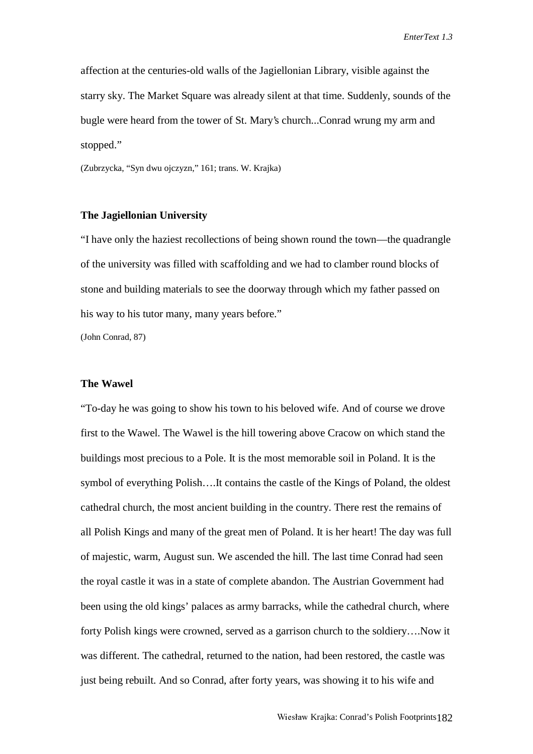affection at the centuries-old walls of the Jagiellonian Library, visible against the starry sky. The Market Square was already silent at that time. Suddenly, sounds of the bugle were heard from the tower of St. Mary's church...Conrad wrung my arm and stopped."

(Zubrzycka, "Syn dwu ojczyzn," 161; trans. W. Krajka)

### The Jagiellonian University

"I have only the haziest recollections of being shown round the town—the quadrangle of the university was filled with scaffolding and we had to clamber round blocks of stone and building materials to see the doorway through which my father passed on his way to his tutor many, many years before."

(John Conrad, 87)

### The Wawel

"To-day he was going to show his town to his beloved wife. And of course we drove first to the Wawel. The Wawel is the hill towering above Cracow on which stand the buildings most precious to a Pole. It is the most memorable soil in Poland. It is the symbol of everything Polish….It contains the castle of the Kings of Poland, the oldest cathedral church, the most ancient building in the country. There rest the remains of all Polish Kings and many of the great men of Poland. It is her heart! The day was full of majestic, warm, August sun. We ascended the hill. The last time Conrad had seen the royal castle it was in a state of complete abandon. The Austrian Government had been using the old kings' palaces as army barracks, while the cathedral church, where forty Polish kings were crowned, served as a garrison church to the soldiery….Now it was different. The cathedral, returned to the nation, had been restored, the castle was just being rebuilt. And so Conrad, after forty years, was showing it to his wife and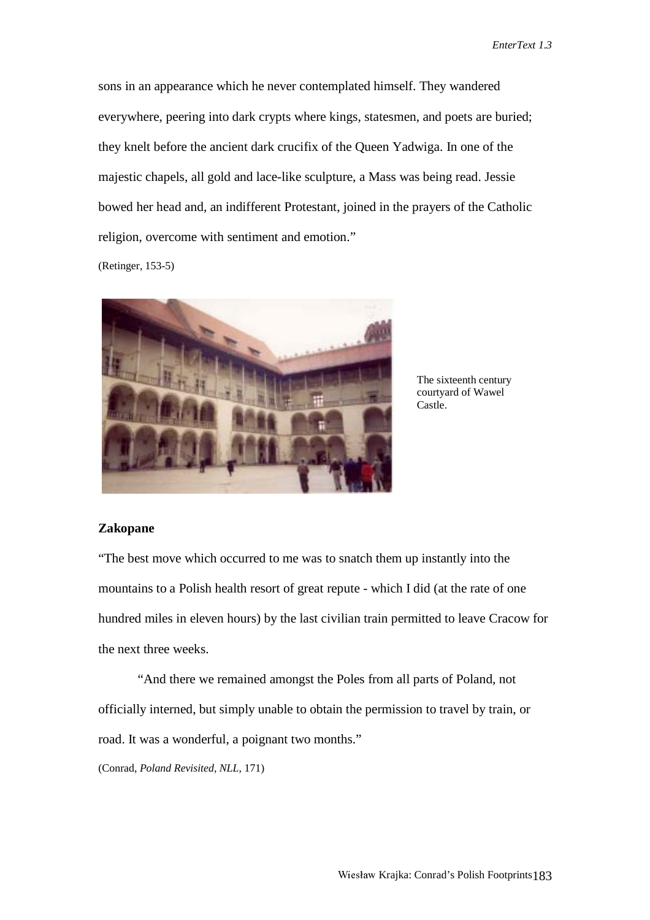sons in an appearance which he never contemplated himself. They wandered everywhere, peering into dark crypts where kings, statesmen, and poets are buried; they knelt before the ancient dark crucifix of the Queen Yadwiga. In one of the majestic chapels, all gold and lace-like sculpture, a Mass was being read. Jessie bowed her head and, an indifferent Protestant, joined in the prayers of the Catholic religion, overcome with sentiment and emotion."

(Retinger, 153-5)

The sixteenth century courtyard of Wawel Castle.

**Zakopane**

"The best move which occurred to me was to snatch them up instantly into the mountains to a Polish health resort of great repute - which I did (at the rate of one hundred miles in eleven hours) by the last civilian train permitted to leave Cracow for the next three weeks.

"And there we remained amongst the Poles from all parts of Poland, not officially interned, but simply unable to obtain the permission to travel by train, or road. It was a wonderful, a poignant two months."

(Conrad, *Poland Revisited, NLL*, 171)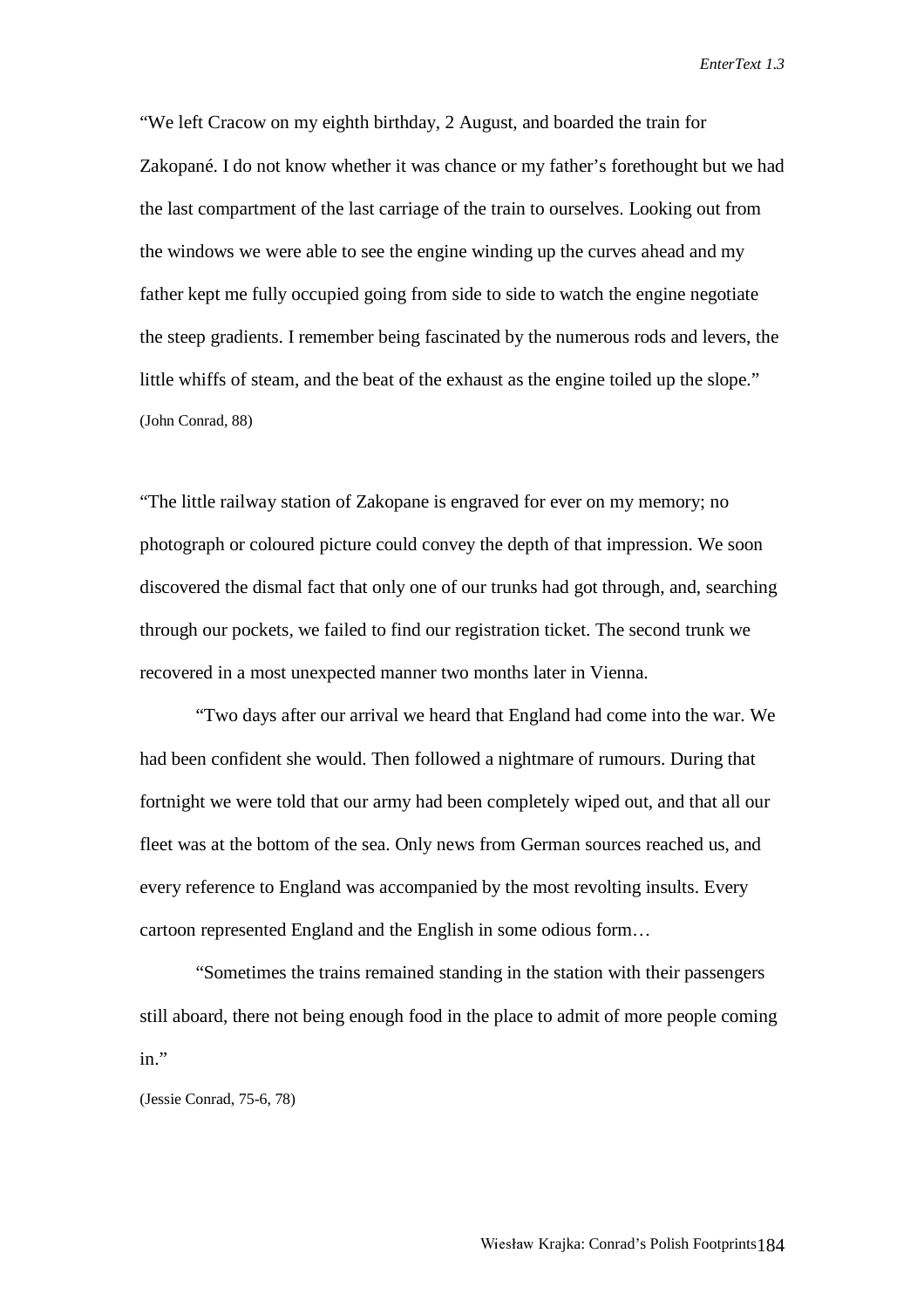"We left Cracow on my eighth birthday, 2 August, and boarded the train for Zakopané. I do not know whether it was chance or my father's forethought but we had the last compartment of the last carriage of the train to ourselves. Looking out from the windows we were able to see the engine winding up the curves ahead and my father kept me fully occupied going from side to side to watch the engine negotiate the steep gradients. I remember being fascinated by the numerous rods and levers, the little whiffs of steam, and the beat of the exhaust as the engine toiled up the slope."
(John Conrad, 88)

"The little railway station of Zakopane is engraved for ever on my memory; no photograph or coloured picture could convey the depth of that impression. We soon discovered the dismal fact that only one of our trunks had got through, and, searching through our pockets, we failed to find our registration ticket. The second trunk we recovered in a most unexpected manner two months later in Vienna.

"Two days after our arrival we heard that England had come into the war. We had been confident she would. Then followed a nightmare of rumours. During that fortnight we were told that our army had been completely wiped out, and that all our fleet was at the bottom of the sea. Only news from German sources reached us, and every reference to England was accompanied by the most revolting insults. Every cartoon represented England and the English in some odious form…

"Sometimes the trains remained standing in the station with their passengers still aboard, there not being enough food in the place to admit of more people coming in."
(Jessie Conrad, 75-6, 78)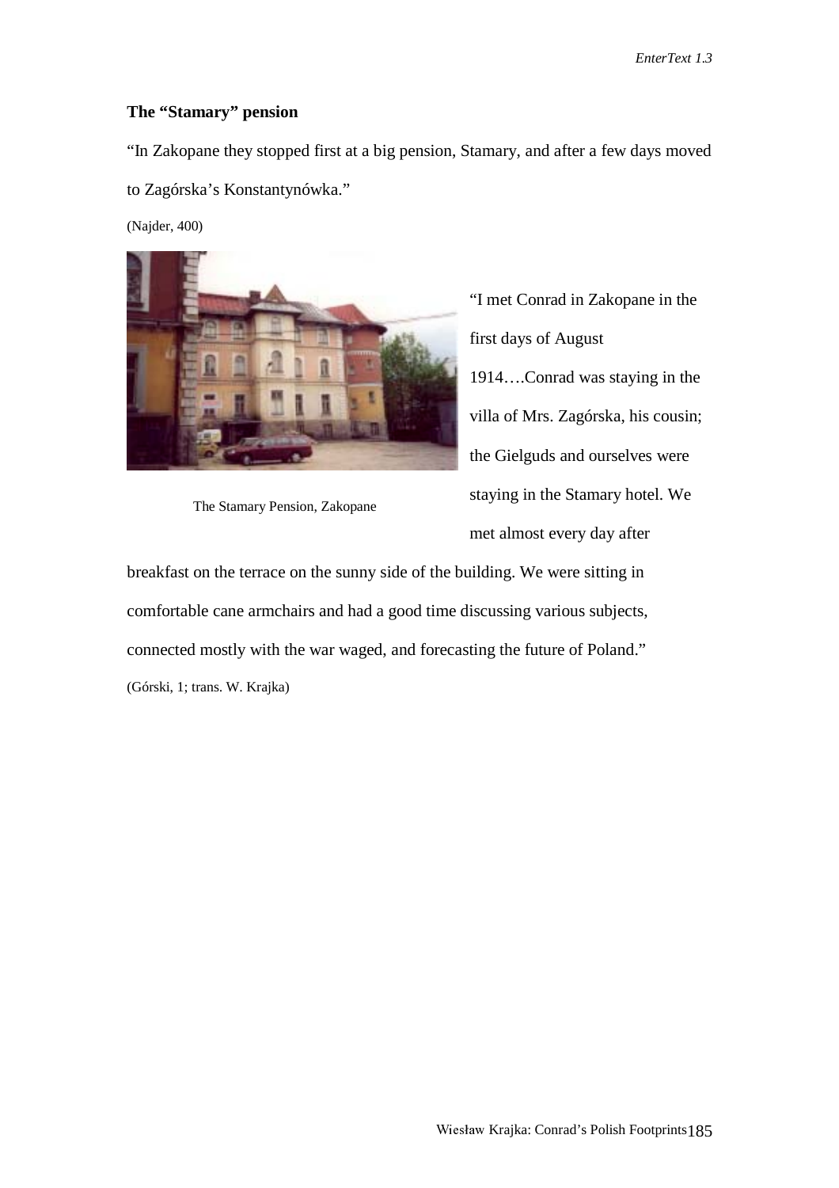**The "Stamary" pension**

"In Zakopane they stopped first at a big pension, Stamary, and after a few days moved to Zagórska's Konstantynówka."

(Najder, 400)

The Stamary Pension, Zakopane

"I met Conrad in Zakopane in the first days of August 1914….Conrad was staying in the villa of Mrs. Zagórska, his cousin; the Gielguds and ourselves were staying in the Stamary hotel. We met almost every day after breakfast on the terrace on the sunny side of the building. We were sitting in comfortable cane armchairs and had a good time discussing various subjects, connected mostly with the war waged, and forecasting the future of Poland."

(Górski, 1; trans. W. Krajka)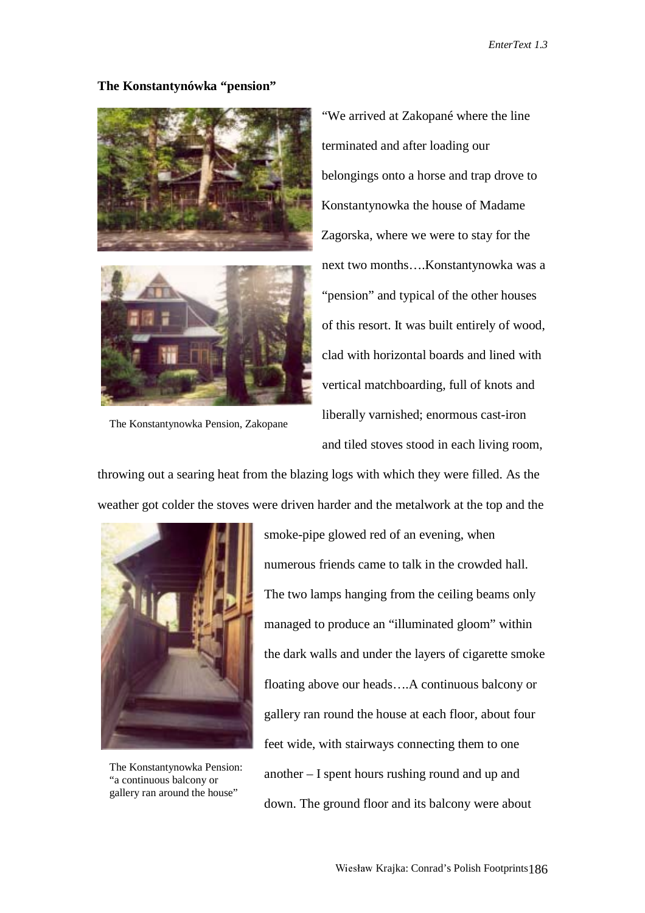**The Konstantynówka "pension"**

The Konstantynowka Pension, Zakopane

"We arrived at Zakopané where the line terminated and after loading our belongings onto a horse and trap drove to Konstantynowka the house of Madame Zagorska, where we were to stay for the next two months….Konstantynowka was a "pension" and typical of the other houses of this resort. It was built entirely of wood, clad with horizontal boards and lined with vertical matchboarding, full of knots and liberally varnished; enormous cast-iron and tiled stoves stood in each living room, throwing out a searing heat from the blazing logs with which they were filled. As the weather got colder the stoves were driven harder and the metalwork at the top and the smoke-pipe glowed red of an evening, when numerous friends came to talk in the crowded hall. The two lamps hanging from the ceiling beams only managed to produce an "illuminated gloom" within the dark walls and under the layers of cigarette smoke floating above our heads….A continuous balcony or gallery ran round the house at each floor, about four feet wide, with stairways connecting them to one another – I spent hours rushing round and up and down. The ground floor and its balcony were about

The Konstantynowka Pension: "a continuous balcony or gallery ran around the house"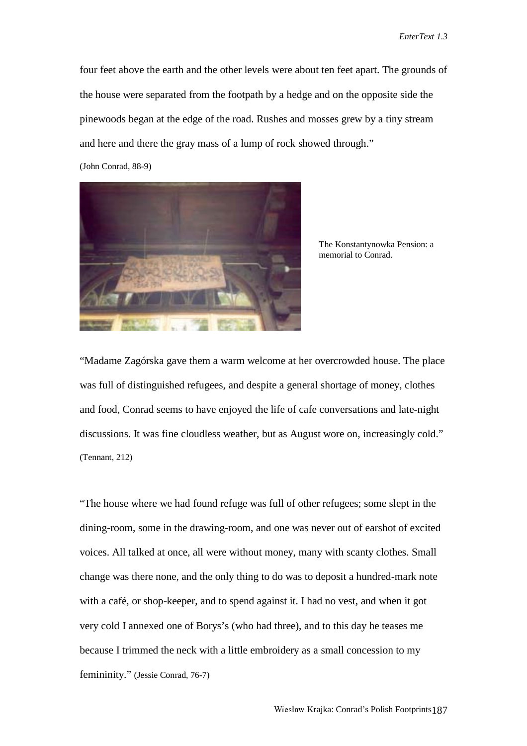four feet above the earth and the other levels were about ten feet apart. The grounds of the house were separated from the footpath by a hedge and on the opposite side the pinewoods began at the edge of the road. Rushes and mosses grew by a tiny stream and here and there the gray mass of a lump of rock showed through."

(John Conrad, 88-9)

The Konstantynowka Pension: a memorial to Conrad.

"Madame Zagórska gave them a warm welcome at her overcrowded house. The place was full of distinguished refugees, and despite a general shortage of money, clothes and food, Conrad seems to have enjoyed the life of cafe conversations and late-night discussions. It was fine cloudless weather, but as August wore on, increasingly cold." (Tennant, 212)

"The house where we had found refuge was full of other refugees; some slept in the dining-room, some in the drawing-room, and one was never out of earshot of excited voices. All talked at once, all were without money, many with scanty clothes. Small change was there none, and the only thing to do was to deposit a hundred-mark note with a café, or shop-keeper, and to spend against it. I had no vest, and when it got very cold I annexed one of Borys's (who had three), and to this day he teases me because I trimmed the neck with a little embroidery as a small concession to my femininity." (Jessie Conrad, 76-7)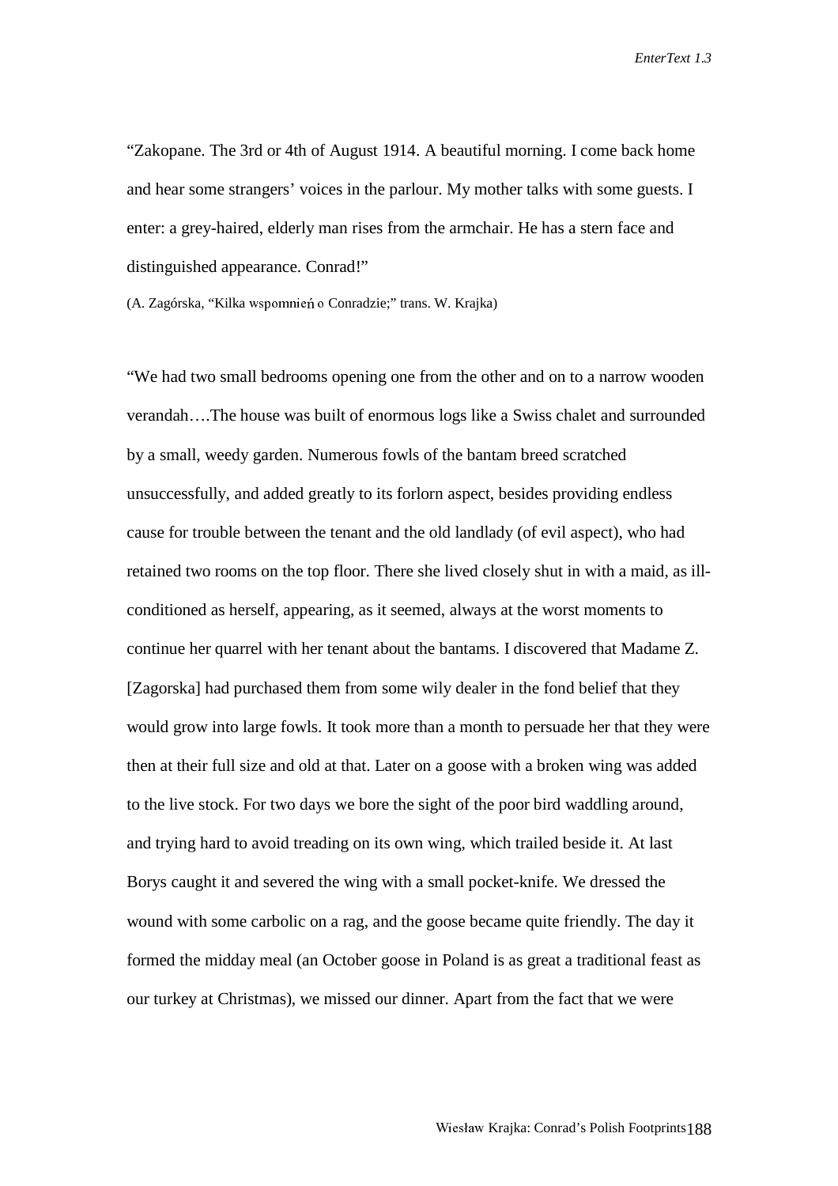"Zakopane. The 3rd or 4th of August 1914. A beautiful morning. I come back home and hear some strangers' voices in the parlour. My mother talks with some guests. I enter: a grey-haired, elderly man rises from the armchair. He has a stern face and distinguished appearance. Conrad!"

(A. Zagórska, "Kilka wspomnień o Conradzie;" trans. W. Krajka)

"We had two small bedrooms opening one from the other and on to a narrow wooden verandah….The house was built of enormous logs like a Swiss chalet and surrounded by a small, weedy garden. Numerous fowls of the bantam breed scratched unsuccessfully, and added greatly to its forlorn aspect, besides providing endless cause for trouble between the tenant and the old landlady (of evil aspect), who had retained two rooms on the top floor. There she lived closely shut in with a maid, as ill-conditioned as herself, appearing, as it seemed, always at the worst moments to continue her quarrel with her tenant about the bantams. I discovered that Madame Z. [Zagorska] had purchased them from some wily dealer in the fond belief that they would grow into large fowls. It took more than a month to persuade her that they were then at their full size and old at that. Later on a goose with a broken wing was added to the live stock. For two days we bore the sight of the poor bird waddling around, and trying hard to avoid treading on its own wing, which trailed beside it. At last Borys caught it and severed the wing with a small pocket-knife. We dressed the wound with some carbolic on a rag, and the goose became quite friendly. The day it formed the midday meal (an October goose in Poland is as great a traditional feast as our turkey at Christmas), we missed our dinner. Apart from the fact that we were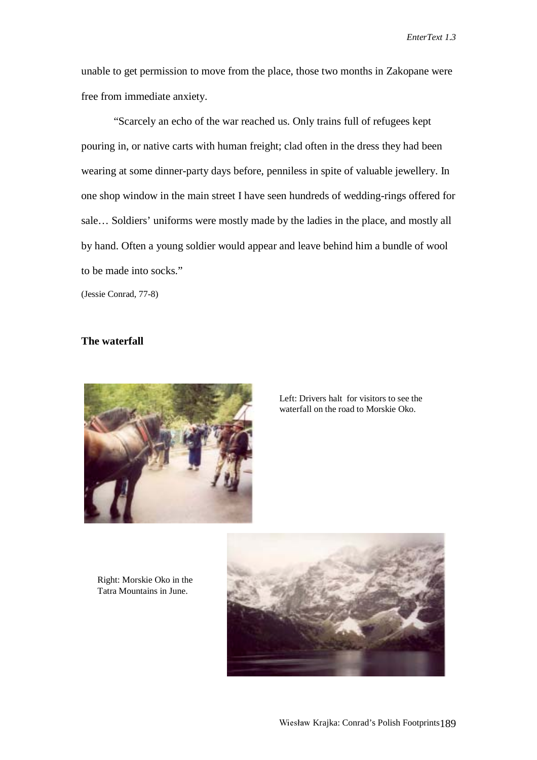unable to get permission to move from the place, those two months in Zakopane were free from immediate anxiety.

"Scarcely an echo of the war reached us. Only trains full of refugees kept pouring in, or native carts with human freight; clad often in the dress they had been wearing at some dinner-party days before, penniless in spite of valuable jewellery. In one shop window in the main street I have seen hundreds of wedding-rings offered for sale… Soldiers' uniforms were mostly made by the ladies in the place, and mostly all by hand. Often a young soldier would appear and leave behind him a bundle of wool to be made into socks."

(Jessie Conrad, 77-8)

**The waterfall**

Left: Drivers halt for visitors to see the waterfall on the road to Morskie Oko.

Right: Morskie Oko in the Tatra Mountains in June.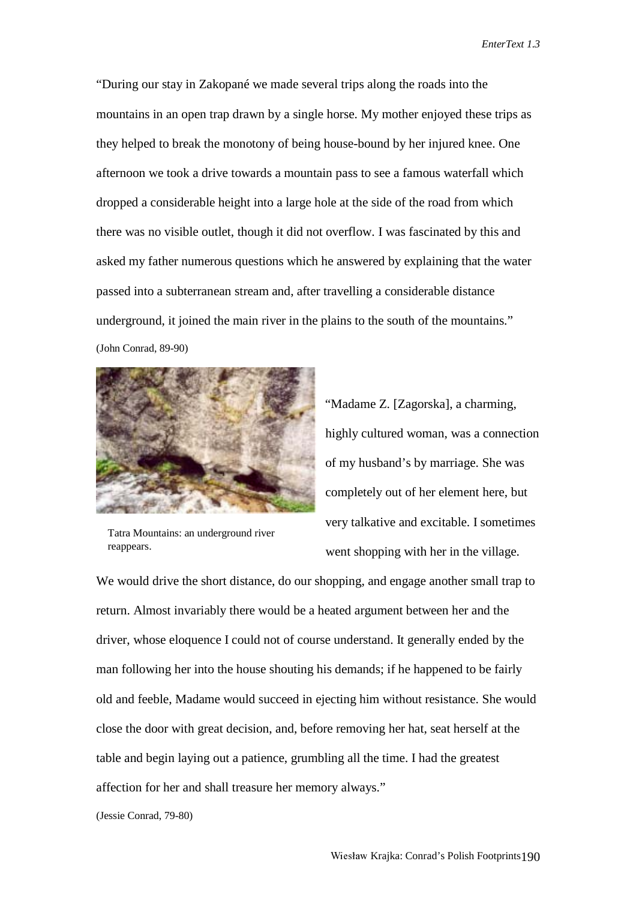"During our stay in Zakopané we made several trips along the roads into the mountains in an open trap drawn by a single horse. My mother enjoyed these trips as they helped to break the monotony of being house-bound by her injured knee. One afternoon we took a drive towards a mountain pass to see a famous waterfall which dropped a considerable height into a large hole at the side of the road from which there was no visible outlet, though it did not overflow. I was fascinated by this and asked my father numerous questions which he answered by explaining that the water passed into a subterranean stream and, after travelling a considerable distance underground, it joined the main river in the plains to the south of the mountains."

(John Conrad, 89-90)

Tatra Mountains: an underground river reappears.

"Madame Z. [Zagorska], a charming, highly cultured woman, was a connection of my husband's by marriage. She was completely out of her element here, but very talkative and excitable. I sometimes went shopping with her in the village. We would drive the short distance, do our shopping, and engage another small trap to return. Almost invariably there would be a heated argument between her and the driver, whose eloquence I could not of course understand. It generally ended by the man following her into the house shouting his demands; if he happened to be fairly old and feeble, Madame would succeed in ejecting him without resistance. She would close the door with great decision, and, before removing her hat, seat herself at the table and begin laying out a patience, grumbling all the time. I had the greatest affection for her and shall treasure her memory always."

(Jessie Conrad, 79-80)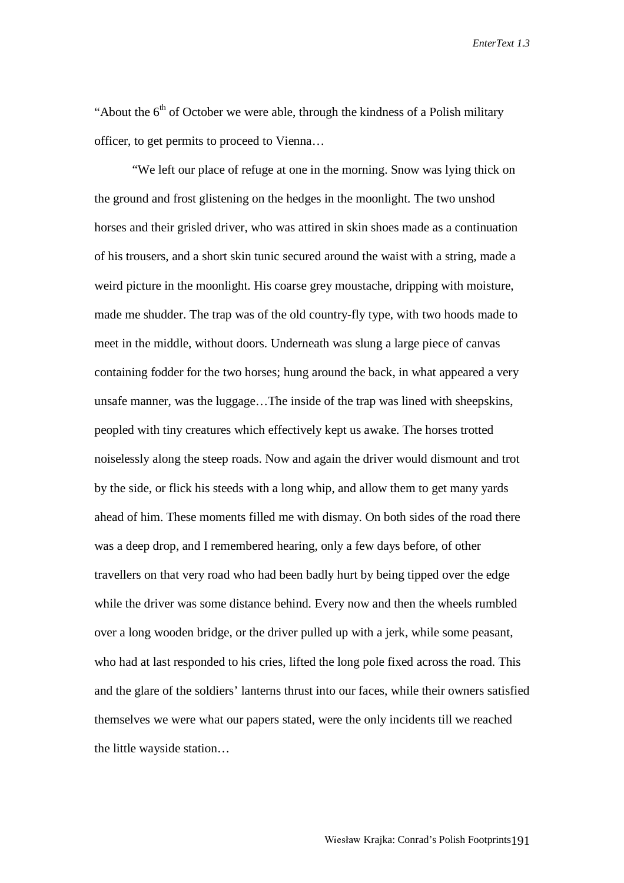"About the 6th of October we were able, through the kindness of a Polish military officer, to get permits to proceed to Vienna…

"We left our place of refuge at one in the morning. Snow was lying thick on the ground and frost glistening on the hedges in the moonlight. The two unshod horses and their grisled driver, who was attired in skin shoes made as a continuation of his trousers, and a short skin tunic secured around the waist with a string, made a weird picture in the moonlight. His coarse grey moustache, dripping with moisture, made me shudder. The trap was of the old country-fly type, with two hoods made to meet in the middle, without doors. Underneath was slung a large piece of canvas containing fodder for the two horses; hung around the back, in what appeared a very unsafe manner, was the luggage…The inside of the trap was lined with sheepskins, peopled with tiny creatures which effectively kept us awake. The horses trotted noiselessly along the steep roads. Now and again the driver would dismount and trot by the side, or flick his steeds with a long whip, and allow them to get many yards ahead of him. These moments filled me with dismay. On both sides of the road there was a deep drop, and I remembered hearing, only a few days before, of other travellers on that very road who had been badly hurt by being tipped over the edge while the driver was some distance behind. Every now and then the wheels rumbled over a long wooden bridge, or the driver pulled up with a jerk, while some peasant, who had at last responded to his cries, lifted the long pole fixed across the road. This and the glare of the soldiers' lanterns thrust into our faces, while their owners satisfied themselves we were what our papers stated, were the only incidents till we reached the little wayside station…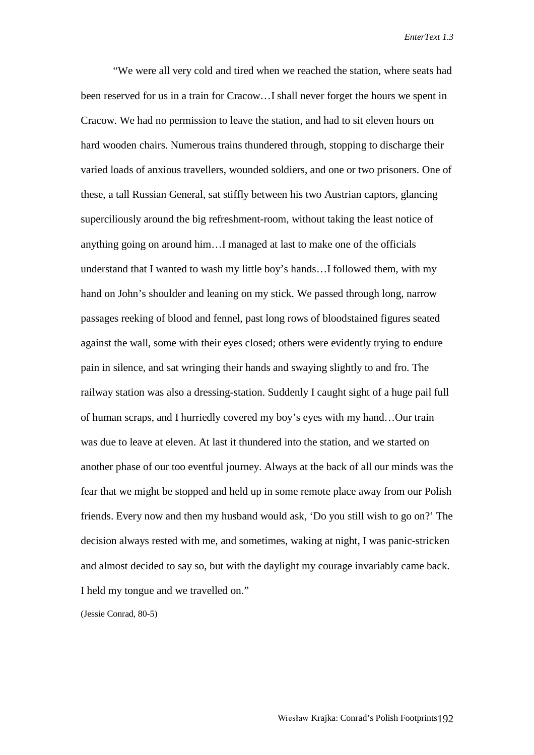"We were all very cold and tired when we reached the station, where seats had been reserved for us in a train for Cracow…I shall never forget the hours we spent in Cracow. We had no permission to leave the station, and had to sit eleven hours on hard wooden chairs. Numerous trains thundered through, stopping to discharge their varied loads of anxious travellers, wounded soldiers, and one or two prisoners. One of these, a tall Russian General, sat stiffly between his two Austrian captors, glancing superciliously around the big refreshment-room, without taking the least notice of anything going on around him…I managed at last to make one of the officials understand that I wanted to wash my little boy's hands…I followed them, with my hand on John's shoulder and leaning on my stick. We passed through long, narrow passages reeking of blood and fennel, past long rows of bloodstained figures seated against the wall, some with their eyes closed; others were evidently trying to endure pain in silence, and sat wringing their hands and swaying slightly to and fro. The railway station was also a dressing-station. Suddenly I caught sight of a huge pail full of human scraps, and I hurriedly covered my boy's eyes with my hand…Our train was due to leave at eleven. At last it thundered into the station, and we started on another phase of our too eventful journey. Always at the back of all our minds was the fear that we might be stopped and held up in some remote place away from our Polish friends. Every now and then my husband would ask, 'Do you still wish to go on?' The decision always rested with me, and sometimes, waking at night, I was panic-stricken and almost decided to say so, but with the daylight my courage invariably came back. I held my tongue and we travelled on."

(Jessie Conrad, 80-5)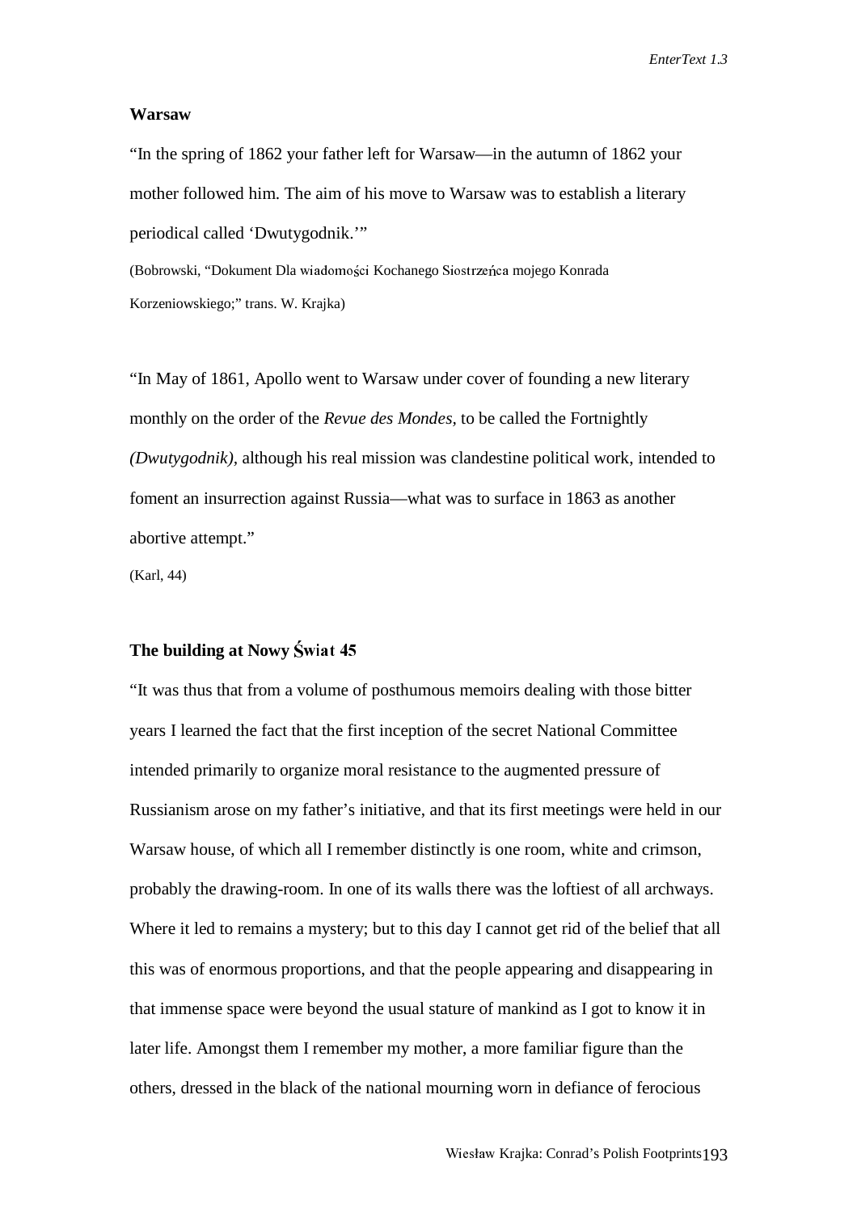### Warsaw

"In the spring of 1862 your father left for Warsaw—in the autumn of 1862 your mother followed him. The aim of his move to Warsaw was to establish a literary periodical called 'Dwutygodnik.'"

(Bobrowski, "Dokument Dla wiadomości Kochanego Siostrzeńca mojego Konrada Korzeniowskiego;" trans. W. Krajka)

"In May of 1861, Apollo went to Warsaw under cover of founding a new literary monthly on the order of the *Revue des Mondes,* to be called the Fortnightly *(Dwutygodnik),* although his real mission was clandestine political work, intended to foment an insurrection against Russia—what was to surface in 1863 as another abortive attempt."

(Karl, 44)

### The building at Nowy Świat 45

"It was thus that from a volume of posthumous memoirs dealing with those bitter years I learned the fact that the first inception of the secret National Committee intended primarily to organize moral resistance to the augmented pressure of Russianism arose on my father's initiative, and that its first meetings were held in our Warsaw house, of which all I remember distinctly is one room, white and crimson, probably the drawing-room. In one of its walls there was the loftiest of all archways. Where it led to remains a mystery; but to this day I cannot get rid of the belief that all this was of enormous proportions, and that the people appearing and disappearing in that immense space were beyond the usual stature of mankind as I got to know it in later life. Amongst them I remember my mother, a more familiar figure than the others, dressed in the black of the national mourning worn in defiance of ferocious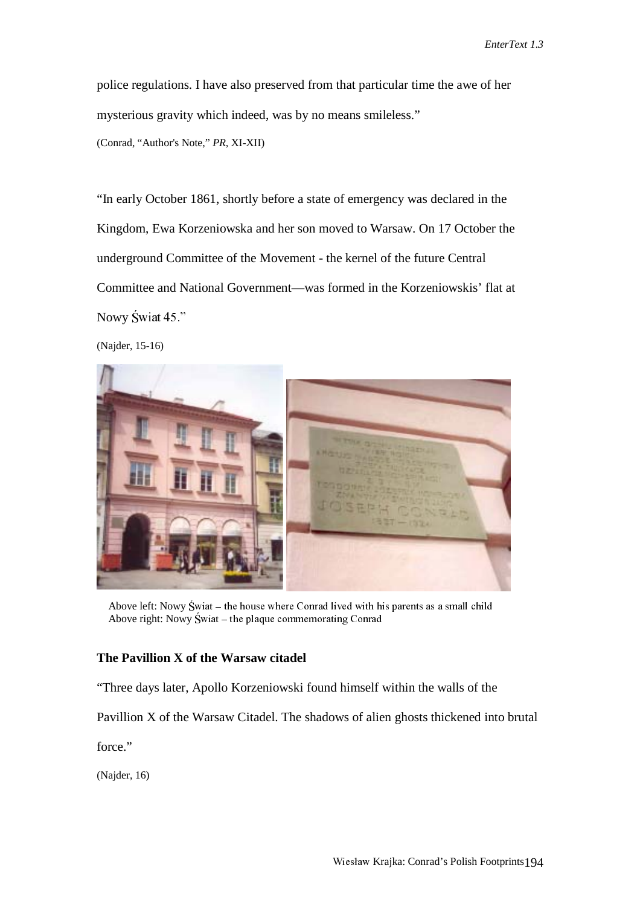police regulations. I have also preserved from that particular time the awe of her mysterious gravity which indeed, was by no means smileless."

(Conrad, "Author's Note," *PR,* XI-XII)

"In early October 1861, shortly before a state of emergency was declared in the Kingdom, Ewa Korzeniowska and her son moved to Warsaw. On 17 October the underground Committee of the Movement - the kernel of the future Central Committee and National Government—was formed in the Korzeniowskis' flat at Nowy Świat 45."

(Najder, 15-16)

Above left: Nowy Świat – the house where Conrad lived with his parents as a small child
Above right: Nowy Świat – the plaque commemorating Conrad

**The Pavillion X of the Warsaw citadel**

"Three days later, Apollo Korzeniowski found himself within the walls of the Pavillion X of the Warsaw Citadel. The shadows of alien ghosts thickened into brutal force."

(Najder, 16)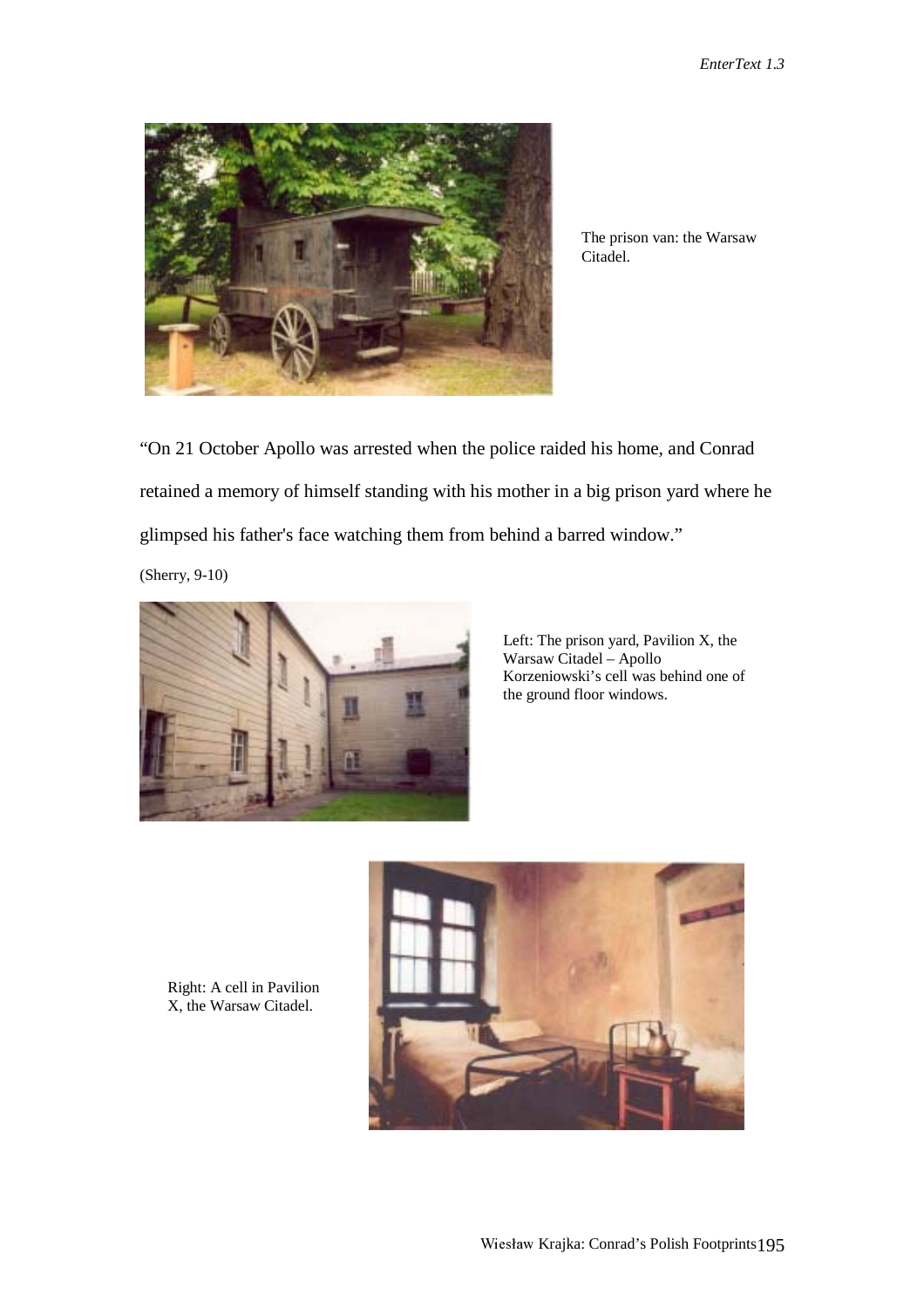The prison van: the Warsaw Citadel.

"On 21 October Apollo was arrested when the police raided his home, and Conrad retained a memory of himself standing with his mother in a big prison yard where he glimpsed his father's face watching them from behind a barred window."

(Sherry, 9-10)

Left: The prison yard, Pavilion X, the Warsaw Citadel – Apollo Korzeniowski's cell was behind one of the ground floor windows.

Right: A cell in Pavilion X, the Warsaw Citadel.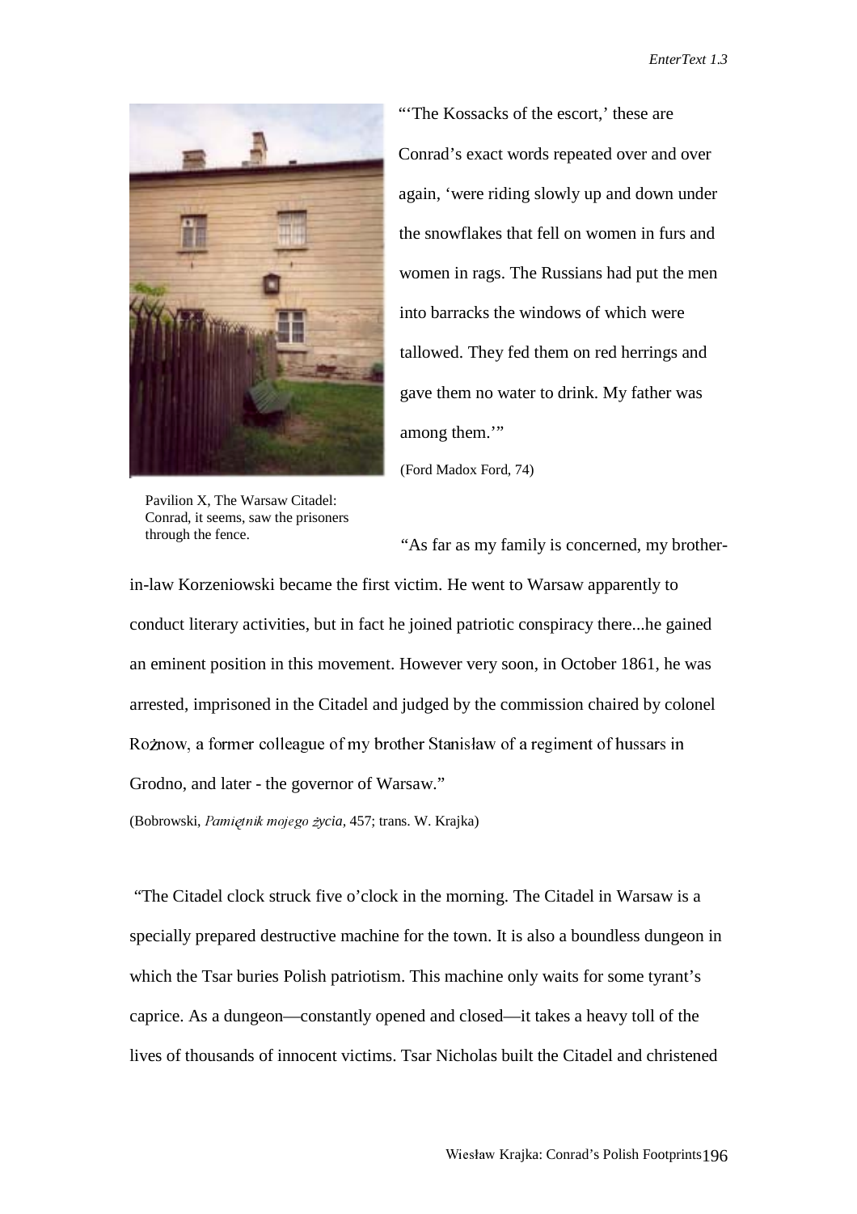"'The Kossacks of the escort,' these are Conrad's exact words repeated over and over again, 'were riding slowly up and down under the snowflakes that fell on women in furs and women in rags. The Russians had put the men into barracks the windows of which were tallowed. They fed them on red herrings and gave them no water to drink. My father was among them.'"

(Ford Madox Ford, 74)

Pavilion X, The Warsaw Citadel: Conrad, it seems, saw the prisoners through the fence.

"As far as my family is concerned, my brother-in-law Korzeniowski became the first victim. He went to Warsaw apparently to conduct literary activities, but in fact he joined patriotic conspiracy there...he gained an eminent position in this movement. However very soon, in October 1861, he was arrested, imprisoned in the Citadel and judged by the commission chaired by colonel Rożnow, a former colleague of my brother Stanisław of a regiment of hussars in Grodno, and later - the governor of Warsaw."

(Bobrowski, *Pamiętnik mojego życia*, 457; trans. W. Krajka)

"The Citadel clock struck five o'clock in the morning. The Citadel in Warsaw is a specially prepared destructive machine for the town. It is also a boundless dungeon in which the Tsar buries Polish patriotism. This machine only waits for some tyrant's caprice. As a dungeon—constantly opened and closed—it takes a heavy toll of the lives of thousands of innocent victims. Tsar Nicholas built the Citadel and christened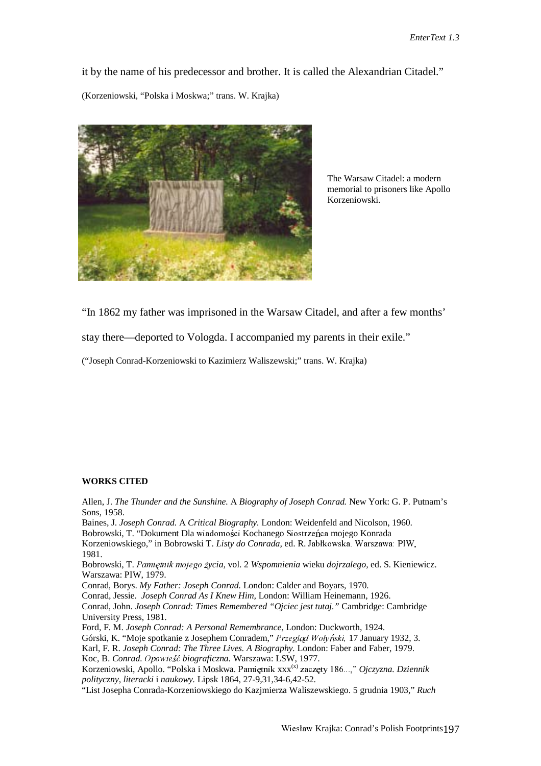it by the name of his predecessor and brother. It is called the Alexandrian Citadel."

(Korzeniowski, "Polska i Moskwa;" trans. W. Krajka)

The Warsaw Citadel: a modern memorial to prisoners like Apollo Korzeniowski.

"In 1862 my father was imprisoned in the Warsaw Citadel, and after a few months' stay there—deported to Vologda. I accompanied my parents in their exile."

("Joseph Conrad-Korzeniowski to Kazimierz Waliszewski;" trans. W. Krajka)

**WORKS CITED**

Allen, J. *The Thunder and the Sunshine.* A *Biography of Joseph Conrad.* New York: G. P. Putnam's Sons, 1958.
Baines, J. *Joseph Conrad.* A *Critical Biography.* London: Weidenfeld and Nicolson, 1960.
Bobrowski, T. "Dokument Dla wiadomości Kochanego Siostrzeńca mojego Konrada Korzeniowskiego," in Bobrowski T. *Listy do Conrada,* ed. R. Jabłkowska. Warszawa: PIW, 1981.
Bobrowski, T. *Pamiętnik mojego życia,* vol. 2 *Wspomnienia* wieku *dojrzalego,* ed. S. Kieniewicz. Warszawa: PIW, 1979.
Conrad, Borys. *My Father: Joseph Conrad.* London: Calder and Boyars, 1970.
Conrad, Jessie. *Joseph Conrad As I Knew Him,* London: William Heinemann, 1926.
Conrad, John. *Joseph Conrad: Times Remembered "Ojciec jest tutaj."* Cambridge: Cambridge University Press, 1981.
Ford, F. M. *Joseph Conrad: A Personal Remembrance,* London: Duckworth, 1924.
Górski, K. "Moje spotkanie z Josephem Conradem," *Przegląd Wołyński,* 17 January 1932, 3.
Karl, F. R. *Joseph Conrad: The Three Lives. A Biography.* London: Faber and Faber, 1979.
Koc, B. *Conrad. Opowieść biograficzna.* Warszawa: LSW, 1977.
Korzeniowski, Apollo. "Polska i Moskwa. Pamiętnik xxx[(x)] zaczęty 186...," *Ojczyzna. Dziennik polityczny, literacki* i *naukowy.* Lipsk 1864, 27-9,31,34-6,42-52.
"List Josepha Conrada-Korzeniowskiego do Kazjmierza Waliszewskiego. 5 grudnia 1903," *Ruch*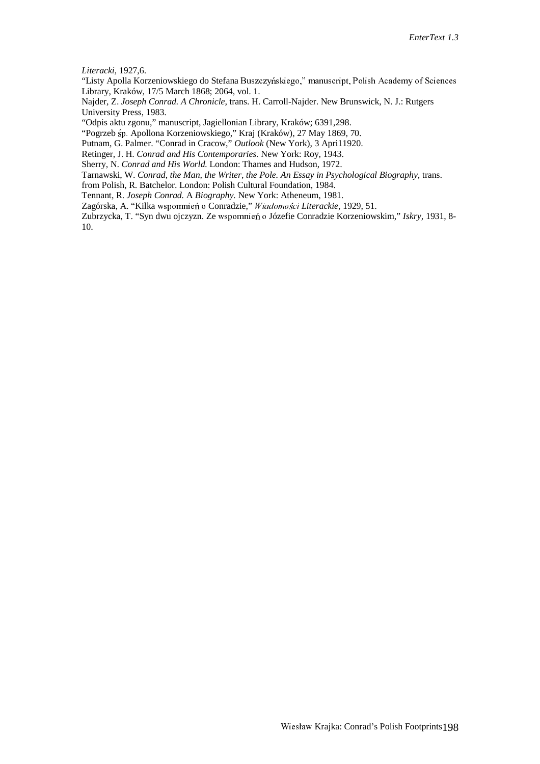*Literacki*, 1927,6.

"Listy Apolla Korzeniowskiego do Stefana Buszczyńskiego," manuscript, Polish Academy of Sciences Library, Kraków, 17/5 March 1868; 2064, vol. 1.

Najder, Z. *Joseph Conrad. A Chronicle*, trans. H. Carroll-Najder. New Brunswick, N. J.: Rutgers University Press, 1983.

"Odpis aktu zgonu," manuscript, Jagiellonian Library, Kraków; 6391,298.

"Pogrzeb śp. Apollona Korzeniowskiego," Kraj (Kraków), 27 May 1869, 70.

Putnam, G. Palmer. "Conrad in Cracow," *Outlook* (New York), 3 Apri11920.

Retinger, J. H. *Conrad and His Contemporaries.* New York: Roy, 1943.

Sherry, N. *Conrad and His World.* London: Thames and Hudson, 1972.

Tarnawski, W. *Conrad, the Man, the Writer, the Pole. An Essay in Psychological Biography*, trans. from Polish, R. Batchelor. London: Polish Cultural Foundation, 1984.

Tennant, R. *Joseph Conrad.* A *Biography.* New York: Atheneum, 1981.

Zagórska, A. "Kilka wspomnień o Conradzie," *Wiadomości Literackie*, 1929, 51.

Zubrzycka, T. "Syn dwu ojczyzn. Ze wspomnień o Józefie Conradzie Korzeniowskim," *Iskry*, 1931, 8-10.